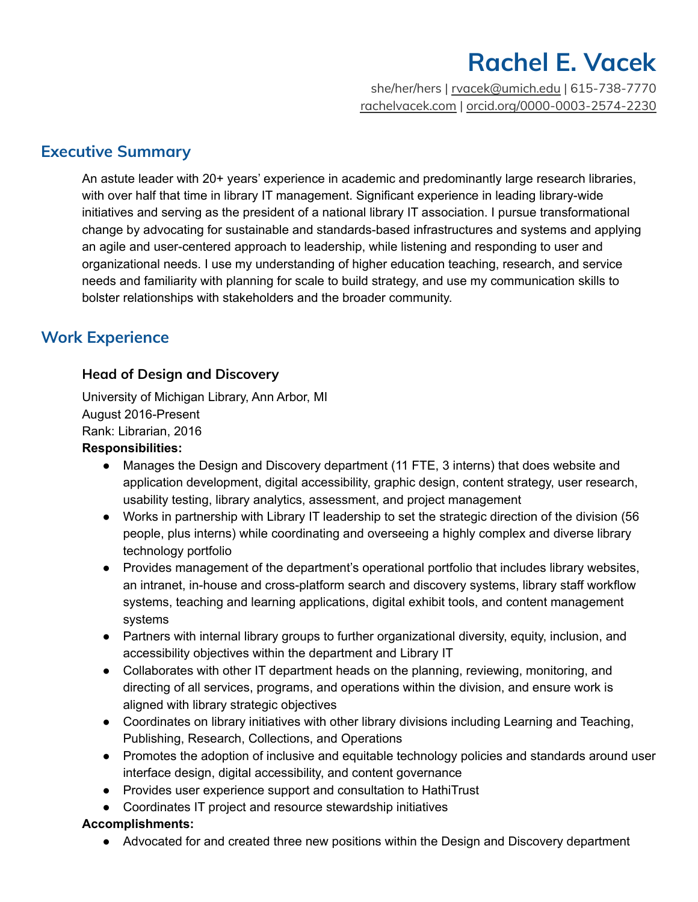# Rachel E. Vacek

she/her/hers | rvacek@umich.edu | 615-738-7770
rachelvacek.com | orcid.org/0000-0003-2574-2230

## Executive Summary

An astute leader with 20+ years' experience in academic and predominantly large research libraries, with over half that time in library IT management. Significant experience in leading library-wide initiatives and serving as the president of a national library IT association. I pursue transformational change by advocating for sustainable and standards-based infrastructures and systems and applying an agile and user-centered approach to leadership, while listening and responding to user and organizational needs. I use my understanding of higher education teaching, research, and service needs and familiarity with planning for scale to build strategy, and use my communication skills to bolster relationships with stakeholders and the broader community.

## Work Experience

### Head of Design and Discovery

University of Michigan Library, Ann Arbor, MI
August 2016-Present
Rank: Librarian, 2016

**Responsibilities:**

- Manages the Design and Discovery department (11 FTE, 3 interns) that does website and application development, digital accessibility, graphic design, content strategy, user research, usability testing, library analytics, assessment, and project management
- Works in partnership with Library IT leadership to set the strategic direction of the division (56 people, plus interns) while coordinating and overseeing a highly complex and diverse library technology portfolio
- Provides management of the department's operational portfolio that includes library websites, an intranet, in-house and cross-platform search and discovery systems, library staff workflow systems, teaching and learning applications, digital exhibit tools, and content management systems
- Partners with internal library groups to further organizational diversity, equity, inclusion, and accessibility objectives within the department and Library IT
- Collaborates with other IT department heads on the planning, reviewing, monitoring, and directing of all services, programs, and operations within the division, and ensure work is aligned with library strategic objectives
- Coordinates on library initiatives with other library divisions including Learning and Teaching, Publishing, Research, Collections, and Operations
- Promotes the adoption of inclusive and equitable technology policies and standards around user interface design, digital accessibility, and content governance
- Provides user experience support and consultation to HathiTrust
- Coordinates IT project and resource stewardship initiatives

**Accomplishments:**

- Advocated for and created three new positions within the Design and Discovery department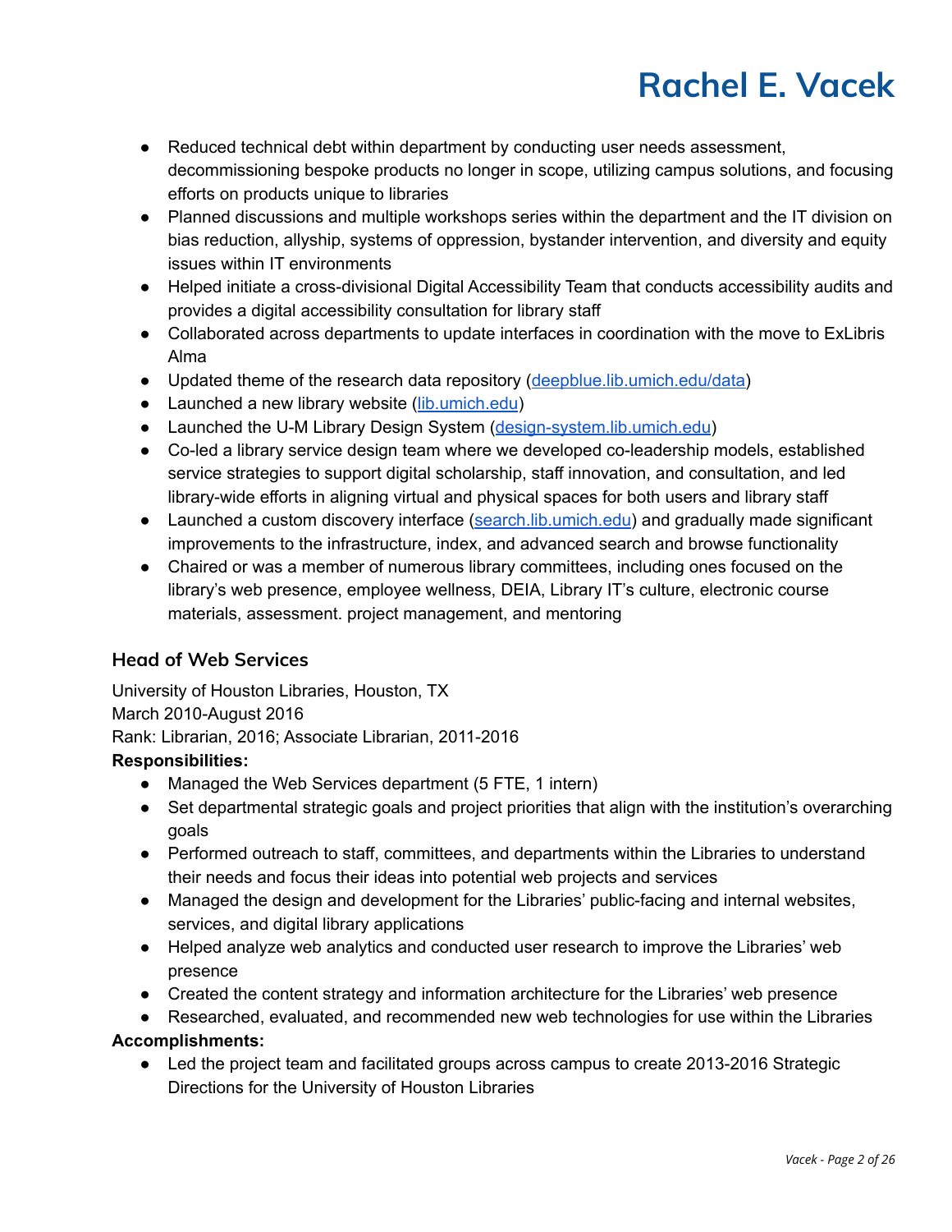- Reduced technical debt within department by conducting user needs assessment, decommissioning bespoke products no longer in scope, utilizing campus solutions, and focusing efforts on products unique to libraries
- Planned discussions and multiple workshops series within the department and the IT division on bias reduction, allyship, systems of oppression, bystander intervention, and diversity and equity issues within IT environments
- Helped initiate a cross-divisional Digital Accessibility Team that conducts accessibility audits and provides a digital accessibility consultation for library staff
- Collaborated across departments to update interfaces in coordination with the move to ExLibris Alma
- Updated theme of the research data repository ([deepblue.lib.umich.edu/data](deepblue.lib.umich.edu/data))
- Launched a new library website ([lib.umich.edu](lib.umich.edu))
- Launched the U-M Library Design System ([design-system.lib.umich.edu](design-system.lib.umich.edu))
- Co-led a library service design team where we developed co-leadership models, established service strategies to support digital scholarship, staff innovation, and consultation, and led library-wide efforts in aligning virtual and physical spaces for both users and library staff
- Launched a custom discovery interface ([search.lib.umich.edu](search.lib.umich.edu)) and gradually made significant improvements to the infrastructure, index, and advanced search and browse functionality
- Chaired or was a member of numerous library committees, including ones focused on the library's web presence, employee wellness, DEIA, Library IT's culture, electronic course materials, assessment. project management, and mentoring

### Head of Web Services

University of Houston Libraries, Houston, TX
March 2010-August 2016
Rank: Librarian, 2016; Associate Librarian, 2011-2016

**Responsibilities:**

- Managed the Web Services department (5 FTE, 1 intern)
- Set departmental strategic goals and project priorities that align with the institution's overarching goals
- Performed outreach to staff, committees, and departments within the Libraries to understand their needs and focus their ideas into potential web projects and services
- Managed the design and development for the Libraries' public-facing and internal websites, services, and digital library applications
- Helped analyze web analytics and conducted user research to improve the Libraries' web presence
- Created the content strategy and information architecture for the Libraries' web presence
- Researched, evaluated, and recommended new web technologies for use within the Libraries

**Accomplishments:**

- Led the project team and facilitated groups across campus to create 2013-2016 Strategic Directions for the University of Houston Libraries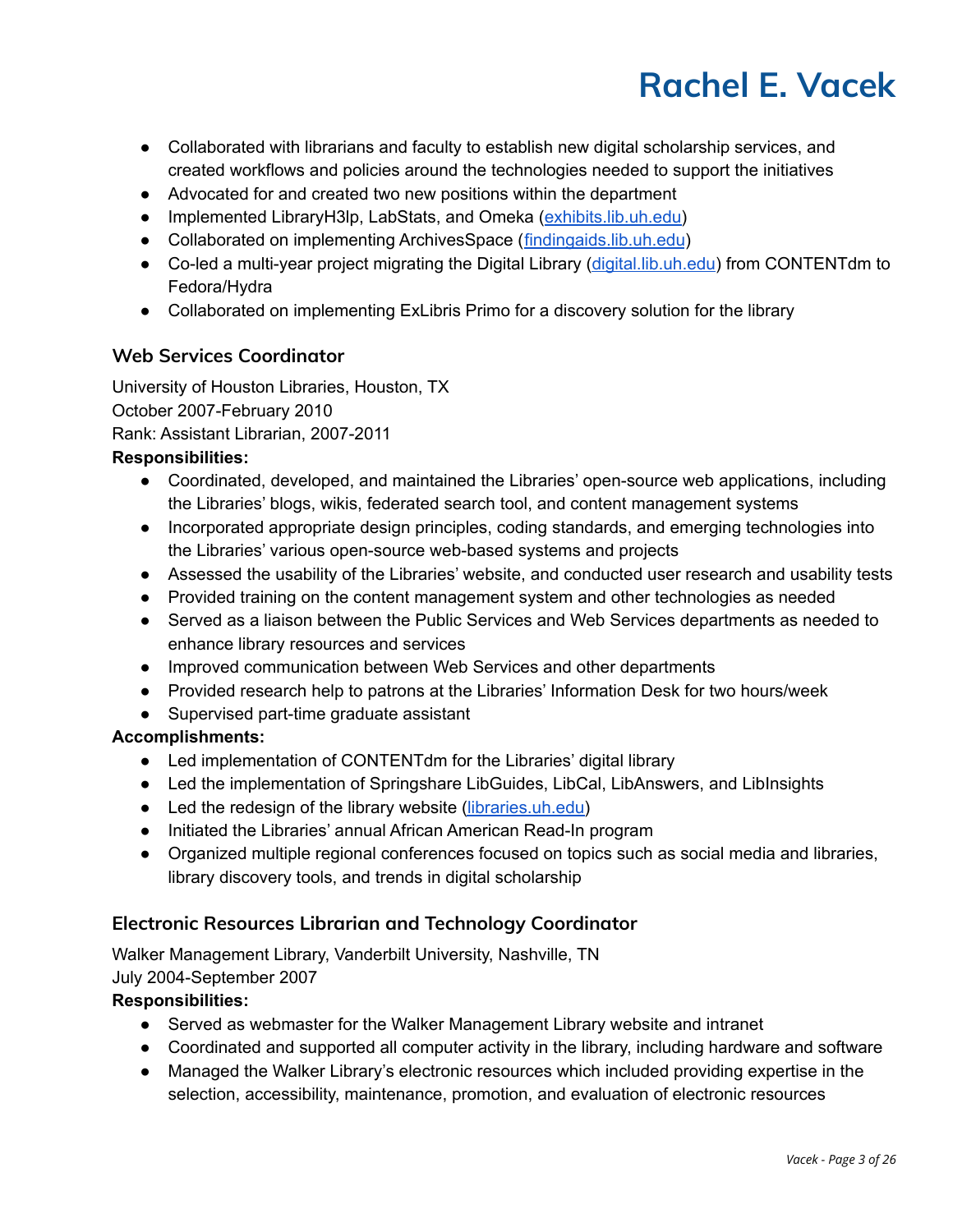- Collaborated with librarians and faculty to establish new digital scholarship services, and created workflows and policies around the technologies needed to support the initiatives
- Advocated for and created two new positions within the department
- Implemented LibraryH3lp, LabStats, and Omeka ([exhibits.lib.uh.edu](exhibits.lib.uh.edu))
- Collaborated on implementing ArchivesSpace ([findingaids.lib.uh.edu](findingaids.lib.uh.edu))
- Co-led a multi-year project migrating the Digital Library ([digital.lib.uh.edu](digital.lib.uh.edu)) from CONTENTdm to Fedora/Hydra
- Collaborated on implementing ExLibris Primo for a discovery solution for the library

### Web Services Coordinator

University of Houston Libraries, Houston, TX
October 2007-February 2010
Rank: Assistant Librarian, 2007-2011

**Responsibilities:**

- Coordinated, developed, and maintained the Libraries' open-source web applications, including the Libraries' blogs, wikis, federated search tool, and content management systems
- Incorporated appropriate design principles, coding standards, and emerging technologies into the Libraries' various open-source web-based systems and projects
- Assessed the usability of the Libraries' website, and conducted user research and usability tests
- Provided training on the content management system and other technologies as needed
- Served as a liaison between the Public Services and Web Services departments as needed to enhance library resources and services
- Improved communication between Web Services and other departments
- Provided research help to patrons at the Libraries' Information Desk for two hours/week
- Supervised part-time graduate assistant

**Accomplishments:**

- Led implementation of CONTENTdm for the Libraries' digital library
- Led the implementation of Springshare LibGuides, LibCal, LibAnswers, and LibInsights
- Led the redesign of the library website ([libraries.uh.edu](libraries.uh.edu))
- Initiated the Libraries' annual African American Read-In program
- Organized multiple regional conferences focused on topics such as social media and libraries, library discovery tools, and trends in digital scholarship

### Electronic Resources Librarian and Technology Coordinator

Walker Management Library, Vanderbilt University, Nashville, TN
July 2004-September 2007

**Responsibilities:**

- Served as webmaster for the Walker Management Library website and intranet
- Coordinated and supported all computer activity in the library, including hardware and software
- Managed the Walker Library's electronic resources which included providing expertise in the selection, accessibility, maintenance, promotion, and evaluation of electronic resources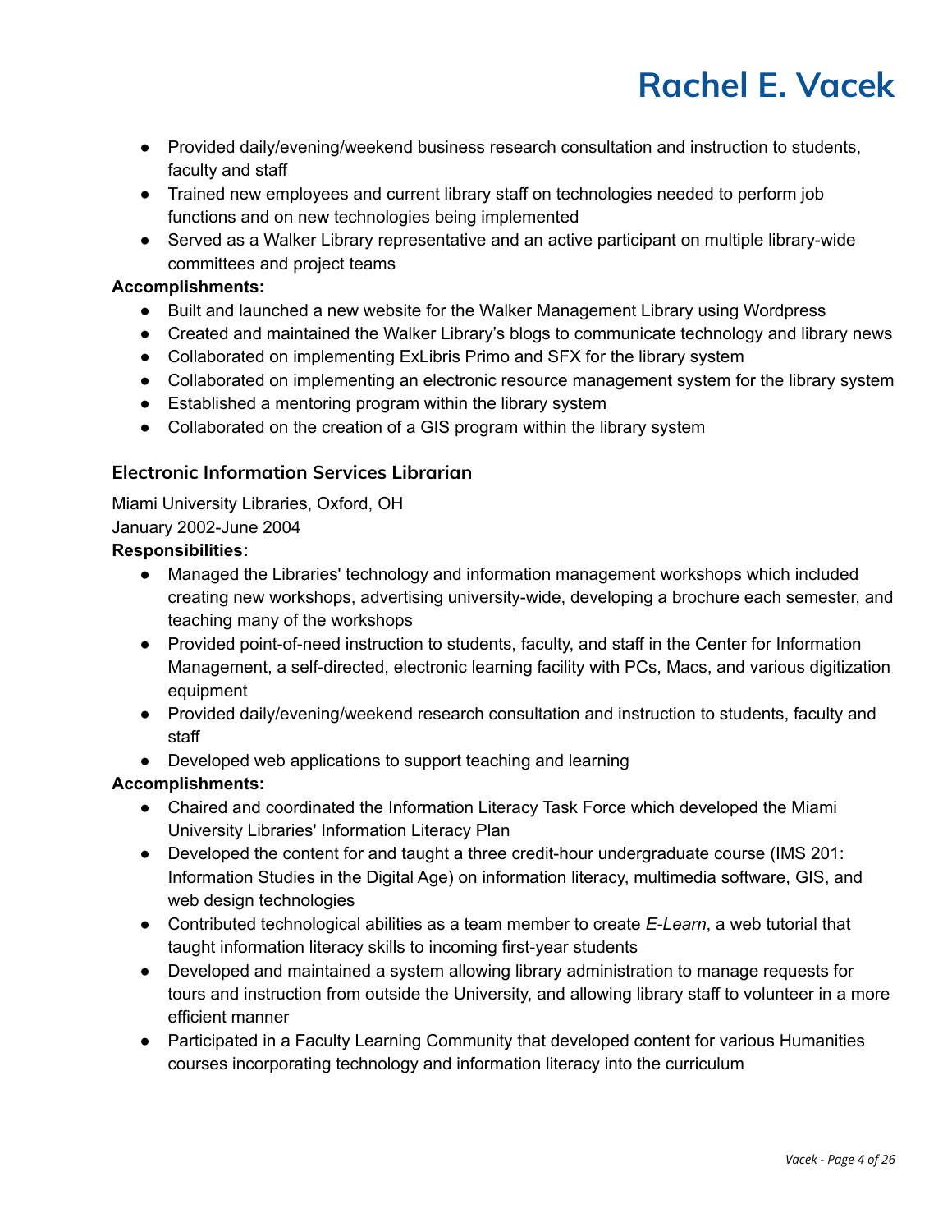- Provided daily/evening/weekend business research consultation and instruction to students, faculty and staff
- Trained new employees and current library staff on technologies needed to perform job functions and on new technologies being implemented
- Served as a Walker Library representative and an active participant on multiple library-wide committees and project teams

**Accomplishments:**

- Built and launched a new website for the Walker Management Library using Wordpress
- Created and maintained the Walker Library's blogs to communicate technology and library news
- Collaborated on implementing ExLibris Primo and SFX for the library system
- Collaborated on implementing an electronic resource management system for the library system
- Established a mentoring program within the library system
- Collaborated on the creation of a GIS program within the library system

### Electronic Information Services Librarian

Miami University Libraries, Oxford, OH
January 2002-June 2004

**Responsibilities:**

- Managed the Libraries' technology and information management workshops which included creating new workshops, advertising university-wide, developing a brochure each semester, and teaching many of the workshops
- Provided point-of-need instruction to students, faculty, and staff in the Center for Information Management, a self-directed, electronic learning facility with PCs, Macs, and various digitization equipment
- Provided daily/evening/weekend research consultation and instruction to students, faculty and staff
- Developed web applications to support teaching and learning

**Accomplishments:**

- Chaired and coordinated the Information Literacy Task Force which developed the Miami University Libraries' Information Literacy Plan
- Developed the content for and taught a three credit-hour undergraduate course (IMS 201: Information Studies in the Digital Age) on information literacy, multimedia software, GIS, and web design technologies
- Contributed technological abilities as a team member to create *E-Learn*, a web tutorial that taught information literacy skills to incoming first-year students
- Developed and maintained a system allowing library administration to manage requests for tours and instruction from outside the University, and allowing library staff to volunteer in a more efficient manner
- Participated in a Faculty Learning Community that developed content for various Humanities courses incorporating technology and information literacy into the curriculum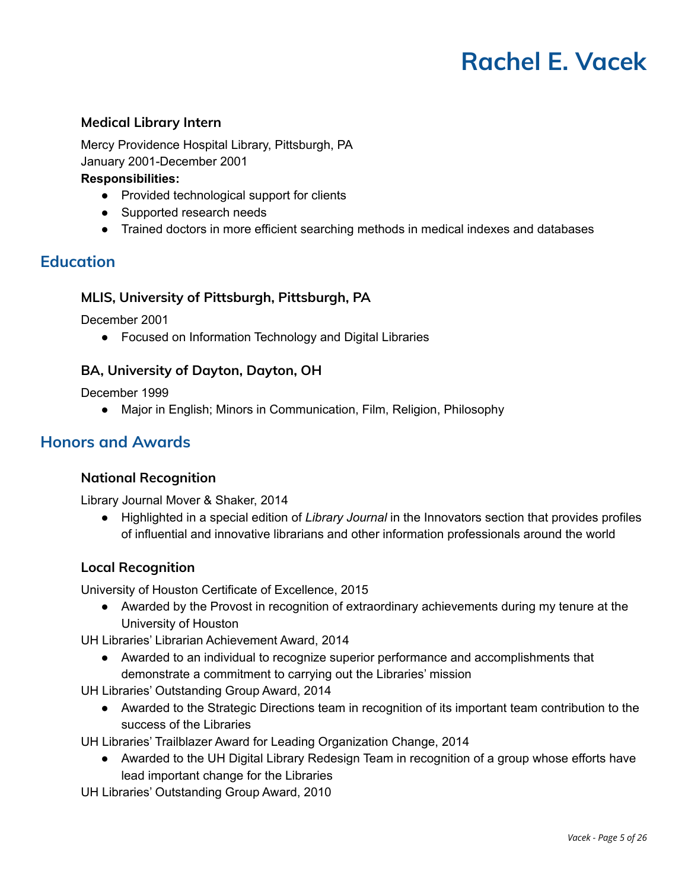### Medical Library Intern

Mercy Providence Hospital Library, Pittsburgh, PA
January 2001-December 2001

**Responsibilities:**

- Provided technological support for clients
- Supported research needs
- Trained doctors in more efficient searching methods in medical indexes and databases

## Education

### MLIS, University of Pittsburgh, Pittsburgh, PA

December 2001

- Focused on Information Technology and Digital Libraries

### BA, University of Dayton, Dayton, OH

December 1999

- Major in English; Minors in Communication, Film, Religion, Philosophy

## Honors and Awards

### National Recognition

Library Journal Mover & Shaker, 2014

- Highlighted in a special edition of *Library Journal* in the Innovators section that provides profiles of influential and innovative librarians and other information professionals around the world

### Local Recognition

University of Houston Certificate of Excellence, 2015

- Awarded by the Provost in recognition of extraordinary achievements during my tenure at the University of Houston

UH Libraries' Librarian Achievement Award, 2014

- Awarded to an individual to recognize superior performance and accomplishments that demonstrate a commitment to carrying out the Libraries' mission

UH Libraries' Outstanding Group Award, 2014

- Awarded to the Strategic Directions team in recognition of its important team contribution to the success of the Libraries

UH Libraries' Trailblazer Award for Leading Organization Change, 2014

- Awarded to the UH Digital Library Redesign Team in recognition of a group whose efforts have lead important change for the Libraries

UH Libraries' Outstanding Group Award, 2010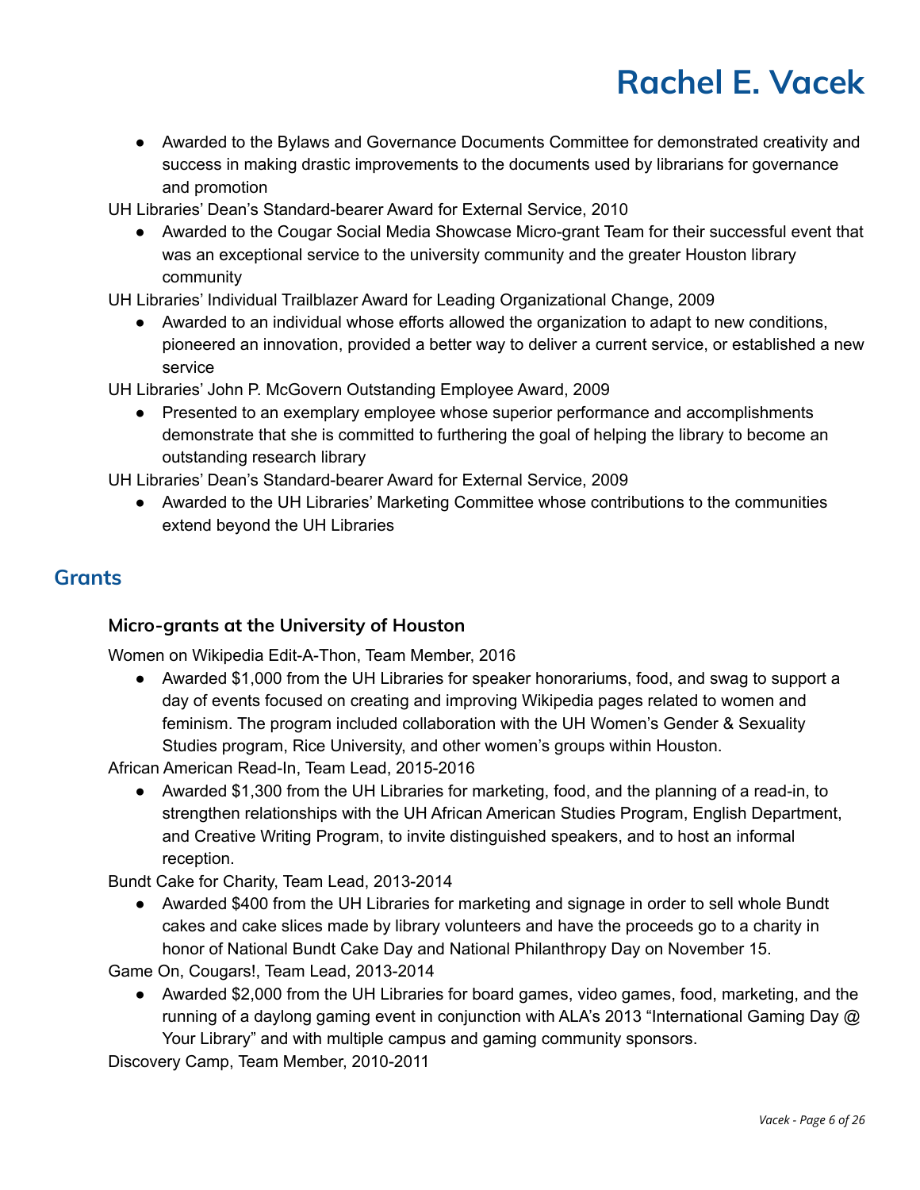- Awarded to the Bylaws and Governance Documents Committee for demonstrated creativity and success in making drastic improvements to the documents used by librarians for governance and promotion

UH Libraries' Dean's Standard-bearer Award for External Service, 2010

- Awarded to the Cougar Social Media Showcase Micro-grant Team for their successful event that was an exceptional service to the university community and the greater Houston library community

UH Libraries' Individual Trailblazer Award for Leading Organizational Change, 2009

- Awarded to an individual whose efforts allowed the organization to adapt to new conditions, pioneered an innovation, provided a better way to deliver a current service, or established a new service

UH Libraries' John P. McGovern Outstanding Employee Award, 2009

- Presented to an exemplary employee whose superior performance and accomplishments demonstrate that she is committed to furthering the goal of helping the library to become an outstanding research library

UH Libraries' Dean's Standard-bearer Award for External Service, 2009

- Awarded to the UH Libraries' Marketing Committee whose contributions to the communities extend beyond the UH Libraries

## Grants

### Micro-grants at the University of Houston

Women on Wikipedia Edit-A-Thon, Team Member, 2016

- Awarded $1,000 from the UH Libraries for speaker honorariums, food, and swag to support a day of events focused on creating and improving Wikipedia pages related to women and feminism. The program included collaboration with the UH Women's Gender & Sexuality Studies program, Rice University, and other women's groups within Houston.

African American Read-In, Team Lead, 2015-2016

- Awarded $1,300 from the UH Libraries for marketing, food, and the planning of a read-in, to strengthen relationships with the UH African American Studies Program, English Department, and Creative Writing Program, to invite distinguished speakers, and to host an informal reception.

Bundt Cake for Charity, Team Lead, 2013-2014

- Awarded $400 from the UH Libraries for marketing and signage in order to sell whole Bundt cakes and cake slices made by library volunteers and have the proceeds go to a charity in honor of National Bundt Cake Day and National Philanthropy Day on November 15.

Game On, Cougars!, Team Lead, 2013-2014

- Awarded $2,000 from the UH Libraries for board games, video games, food, marketing, and the running of a daylong gaming event in conjunction with ALA's 2013 "International Gaming Day @ Your Library" and with multiple campus and gaming community sponsors.

Discovery Camp, Team Member, 2010-2011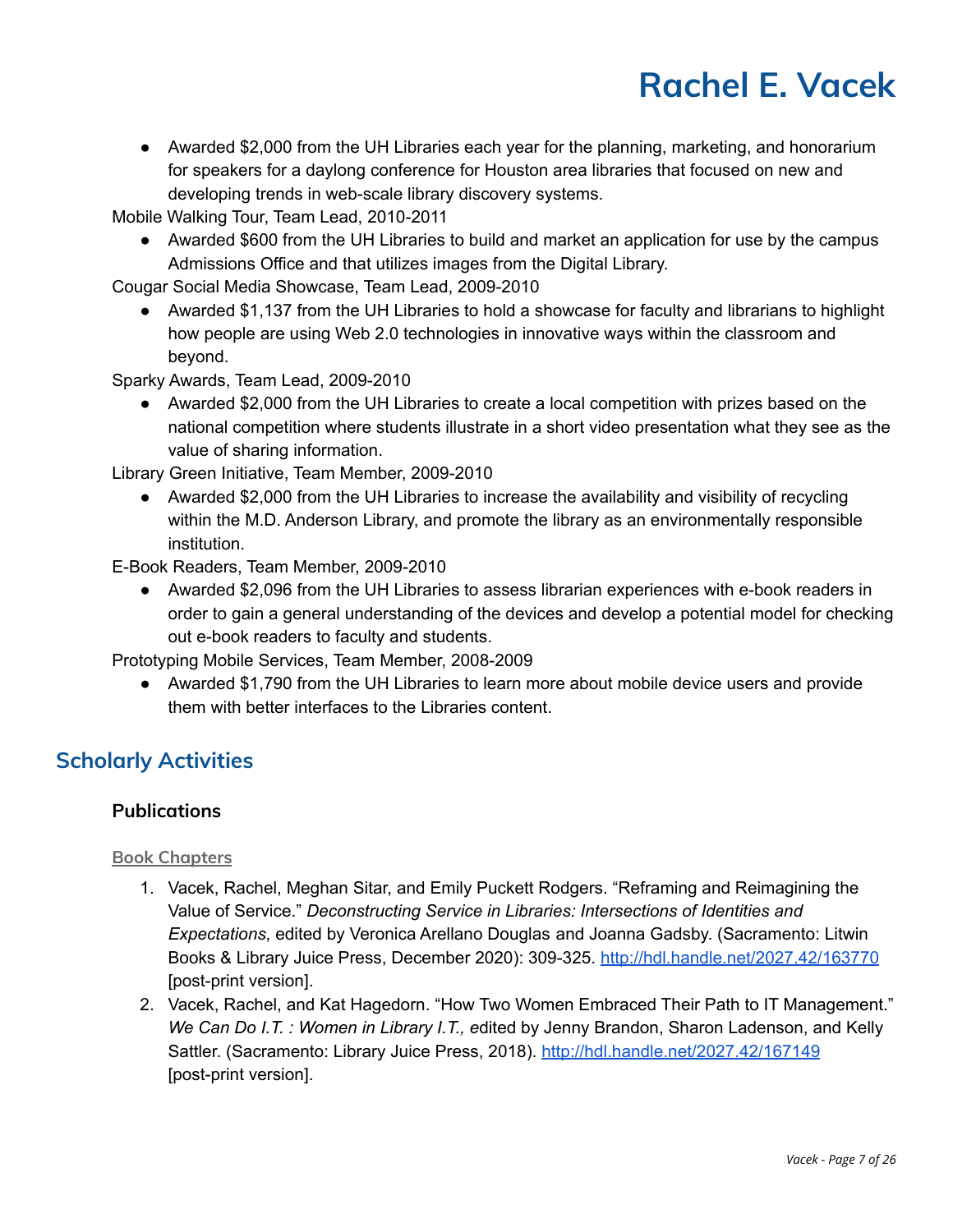- Awarded $2,000 from the UH Libraries each year for the planning, marketing, and honorarium for speakers for a daylong conference for Houston area libraries that focused on new and developing trends in web-scale library discovery systems.

Mobile Walking Tour, Team Lead, 2010-2011

- Awarded $600 from the UH Libraries to build and market an application for use by the campus Admissions Office and that utilizes images from the Digital Library.

Cougar Social Media Showcase, Team Lead, 2009-2010

- Awarded $1,137 from the UH Libraries to hold a showcase for faculty and librarians to highlight how people are using Web 2.0 technologies in innovative ways within the classroom and beyond.

Sparky Awards, Team Lead, 2009-2010

- Awarded $2,000 from the UH Libraries to create a local competition with prizes based on the national competition where students illustrate in a short video presentation what they see as the value of sharing information.

Library Green Initiative, Team Member, 2009-2010

- Awarded $2,000 from the UH Libraries to increase the availability and visibility of recycling within the M.D. Anderson Library, and promote the library as an environmentally responsible institution.

E-Book Readers, Team Member, 2009-2010

- Awarded $2,096 from the UH Libraries to assess librarian experiences with e-book readers in order to gain a general understanding of the devices and develop a potential model for checking out e-book readers to faculty and students.

Prototyping Mobile Services, Team Member, 2008-2009

- Awarded $1,790 from the UH Libraries to learn more about mobile device users and provide them with better interfaces to the Libraries content.

## Scholarly Activities

### Publications

#### Book Chapters

1. Vacek, Rachel, Meghan Sitar, and Emily Puckett Rodgers. "Reframing and Reimagining the Value of Service." *Deconstructing Service in Libraries: Intersections of Identities and Expectations*, edited by Veronica Arellano Douglas and Joanna Gadsby. (Sacramento: Litwin Books & Library Juice Press, December 2020): 309-325. http://hdl.handle.net/2027.42/163770 [post-print version].
2. Vacek, Rachel, and Kat Hagedorn. "How Two Women Embraced Their Path to IT Management." *We Can Do I.T. : Women in Library I.T., e*dited by Jenny Brandon, Sharon Ladenson, and Kelly Sattler. (Sacramento: Library Juice Press, 2018). http://hdl.handle.net/2027.42/167149 [post-print version].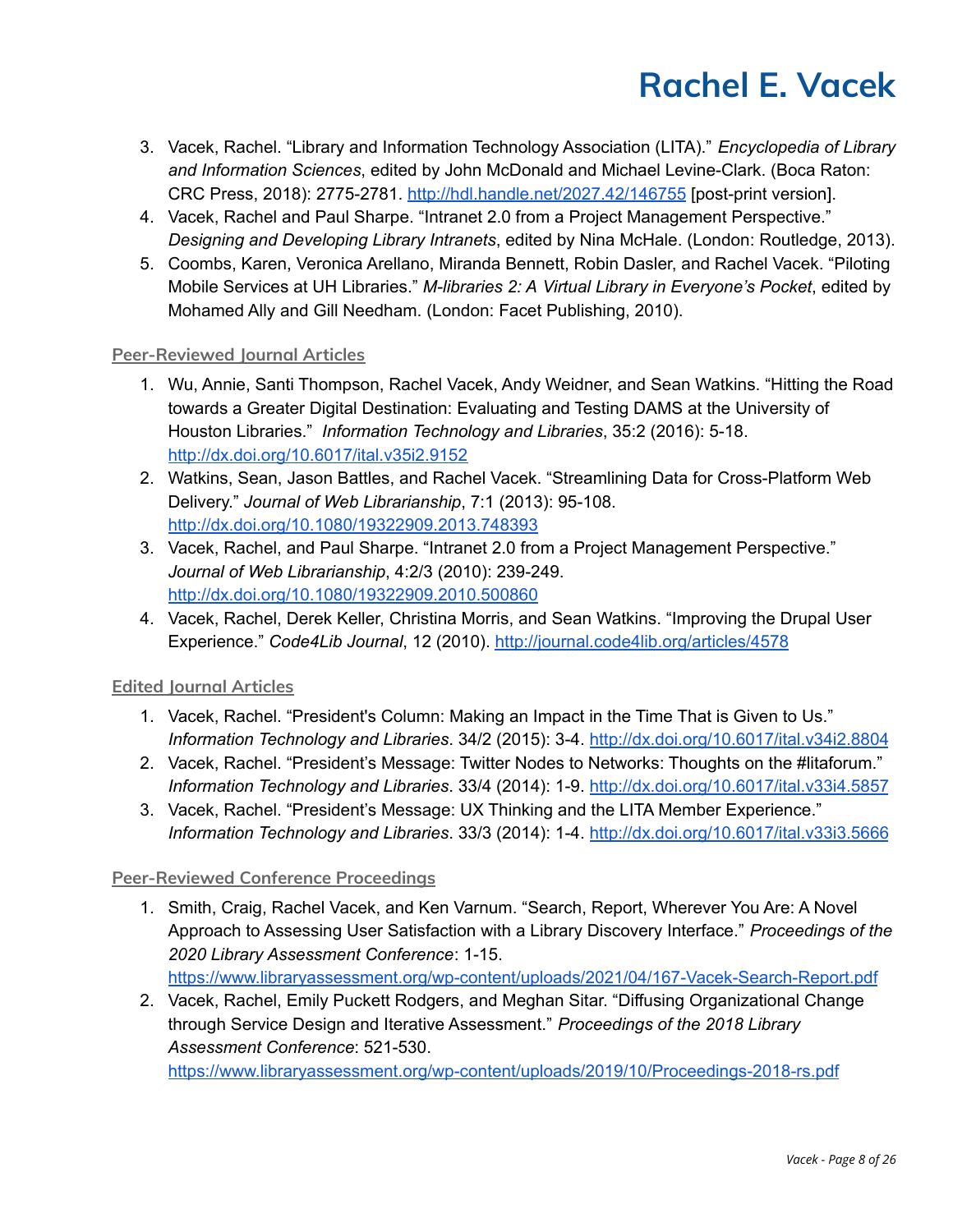3. Vacek, Rachel. “Library and Information Technology Association (LITA).” *Encyclopedia of Library and Information Sciences*, edited by John McDonald and Michael Levine-Clark. (Boca Raton: CRC Press, 2018): 2775-2781. http://hdl.handle.net/2027.42/146755 [post-print version].
4. Vacek, Rachel and Paul Sharpe. “Intranet 2.0 from a Project Management Perspective.” *Designing and Developing Library Intranets*, edited by Nina McHale. (London: Routledge, 2013).
5. Coombs, Karen, Veronica Arellano, Miranda Bennett, Robin Dasler, and Rachel Vacek. “Piloting Mobile Services at UH Libraries.” *M-libraries 2: A Virtual Library in Everyone's Pocket*, edited by Mohamed Ally and Gill Needham. (London: Facet Publishing, 2010).

### Peer-Reviewed Journal Articles

1. Wu, Annie, Santi Thompson, Rachel Vacek, Andy Weidner, and Sean Watkins. “Hitting the Road towards a Greater Digital Destination: Evaluating and Testing DAMS at the University of Houston Libraries.” *Information Technology and Libraries*, 35:2 (2016): 5-18. http://dx.doi.org/10.6017/ital.v35i2.9152
2. Watkins, Sean, Jason Battles, and Rachel Vacek. “Streamlining Data for Cross-Platform Web Delivery.” *Journal of Web Librarianship*, 7:1 (2013): 95-108. http://dx.doi.org/10.1080/19322909.2013.748393
3. Vacek, Rachel, and Paul Sharpe. “Intranet 2.0 from a Project Management Perspective.” *Journal of Web Librarianship*, 4:2/3 (2010): 239-249. http://dx.doi.org/10.1080/19322909.2010.500860
4. Vacek, Rachel, Derek Keller, Christina Morris, and Sean Watkins. “Improving the Drupal User Experience.” *Code4Lib Journal*, 12 (2010). http://journal.code4lib.org/articles/4578

### Edited Journal Articles

1. Vacek, Rachel. “President's Column: Making an Impact in the Time That is Given to Us.” *Information Technology and Libraries*. 34/2 (2015): 3-4. http://dx.doi.org/10.6017/ital.v34i2.8804
2. Vacek, Rachel. “President's Message: Twitter Nodes to Networks: Thoughts on the #litaforum.” *Information Technology and Libraries*. 33/4 (2014): 1-9. http://dx.doi.org/10.6017/ital.v33i4.5857
3. Vacek, Rachel. “President's Message: UX Thinking and the LITA Member Experience.” *Information Technology and Libraries*. 33/3 (2014): 1-4. http://dx.doi.org/10.6017/ital.v33i3.5666

### Peer-Reviewed Conference Proceedings

1. Smith, Craig, Rachel Vacek, and Ken Varnum. “Search, Report, Wherever You Are: A Novel Approach to Assessing User Satisfaction with a Library Discovery Interface.” *Proceedings of the 2020 Library Assessment Conference*: 1-15. https://www.libraryassessment.org/wp-content/uploads/2021/04/167-Vacek-Search-Report.pdf
2. Vacek, Rachel, Emily Puckett Rodgers, and Meghan Sitar. “Diffusing Organizational Change through Service Design and Iterative Assessment.” *Proceedings of the 2018 Library Assessment Conference*: 521-530. https://www.libraryassessment.org/wp-content/uploads/2019/10/Proceedings-2018-rs.pdf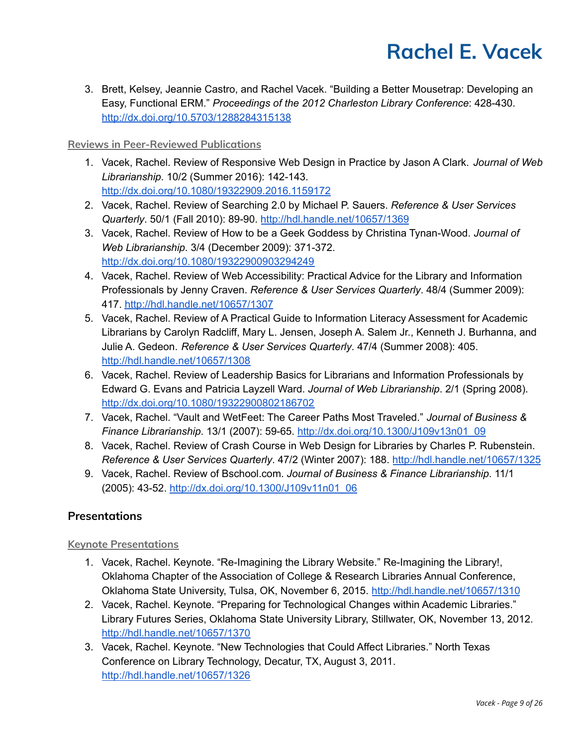3. Brett, Kelsey, Jeannie Castro, and Rachel Vacek. "Building a Better Mousetrap: Developing an Easy, Functional ERM." *Proceedings of the 2012 Charleston Library Conference*: 428-430. http://dx.doi.org/10.5703/1288284315138

### Reviews in Peer-Reviewed Publications

1. Vacek, Rachel. Review of Responsive Web Design in Practice by Jason A Clark. *Journal of Web Librarianship*. 10/2 (Summer 2016): 142-143. http://dx.doi.org/10.1080/19322909.2016.1159172
2. Vacek, Rachel. Review of Searching 2.0 by Michael P. Sauers. *Reference & User Services Quarterly*. 50/1 (Fall 2010): 89-90. http://hdl.handle.net/10657/1369
3. Vacek, Rachel. Review of How to be a Geek Goddess by Christina Tynan-Wood. *Journal of Web Librarianship*. 3/4 (December 2009): 371-372. http://dx.doi.org/10.1080/19322900903294249
4. Vacek, Rachel. Review of Web Accessibility: Practical Advice for the Library and Information Professionals by Jenny Craven. *Reference & User Services Quarterly*. 48/4 (Summer 2009): 417. http://hdl.handle.net/10657/1307
5. Vacek, Rachel. Review of A Practical Guide to Information Literacy Assessment for Academic Librarians by Carolyn Radcliff, Mary L. Jensen, Joseph A. Salem Jr., Kenneth J. Burhanna, and Julie A. Gedeon. *Reference & User Services Quarterly*. 47/4 (Summer 2008): 405. http://hdl.handle.net/10657/1308
6. Vacek, Rachel. Review of Leadership Basics for Librarians and Information Professionals by Edward G. Evans and Patricia Layzell Ward. *Journal of Web Librarianship*. 2/1 (Spring 2008). http://dx.doi.org/10.1080/19322900802186702
7. Vacek, Rachel. "Vault and WetFeet: The Career Paths Most Traveled." *Journal of Business & Finance Librarianship*. 13/1 (2007): 59-65. http://dx.doi.org/10.1300/J109v13n01_09
8. Vacek, Rachel. Review of Crash Course in Web Design for Libraries by Charles P. Rubenstein. *Reference & User Services Quarterly*. 47/2 (Winter 2007): 188. http://hdl.handle.net/10657/1325
9. Vacek, Rachel. Review of Bschool.com. *Journal of Business & Finance Librarianship*. 11/1 (2005): 43-52. http://dx.doi.org/10.1300/J109v11n01_06

## Presentations

### Keynote Presentations

1. Vacek, Rachel. Keynote. "Re-Imagining the Library Website." Re-Imagining the Library!, Oklahoma Chapter of the Association of College & Research Libraries Annual Conference, Oklahoma State University, Tulsa, OK, November 6, 2015. http://hdl.handle.net/10657/1310
2. Vacek, Rachel. Keynote. "Preparing for Technological Changes within Academic Libraries." Library Futures Series, Oklahoma State University Library, Stillwater, OK, November 13, 2012. http://hdl.handle.net/10657/1370
3. Vacek, Rachel. Keynote. "New Technologies that Could Affect Libraries." North Texas Conference on Library Technology, Decatur, TX, August 3, 2011. http://hdl.handle.net/10657/1326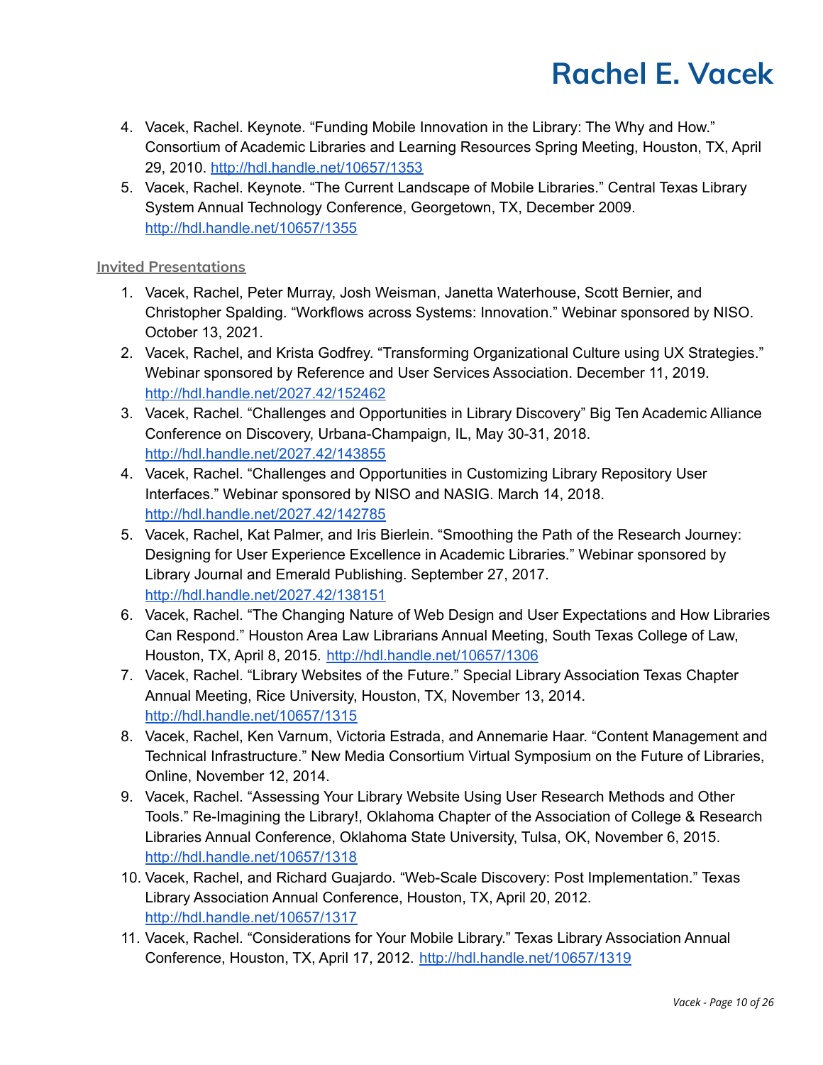4. Vacek, Rachel. Keynote. “Funding Mobile Innovation in the Library: The Why and How.” Consortium of Academic Libraries and Learning Resources Spring Meeting, Houston, TX, April 29, 2010. http://hdl.handle.net/10657/1353
5. Vacek, Rachel. Keynote. “The Current Landscape of Mobile Libraries.” Central Texas Library System Annual Technology Conference, Georgetown, TX, December 2009. http://hdl.handle.net/10657/1355

### Invited Presentations

1. Vacek, Rachel, Peter Murray, Josh Weisman, Janetta Waterhouse, Scott Bernier, and Christopher Spalding. “Workflows across Systems: Innovation.” Webinar sponsored by NISO. October 13, 2021.
2. Vacek, Rachel, and Krista Godfrey. “Transforming Organizational Culture using UX Strategies.” Webinar sponsored by Reference and User Services Association. December 11, 2019. http://hdl.handle.net/2027.42/152462
3. Vacek, Rachel. “Challenges and Opportunities in Library Discovery” Big Ten Academic Alliance Conference on Discovery, Urbana-Champaign, IL, May 30-31, 2018. http://hdl.handle.net/2027.42/143855
4. Vacek, Rachel. “Challenges and Opportunities in Customizing Library Repository User Interfaces.” Webinar sponsored by NISO and NASIG. March 14, 2018. http://hdl.handle.net/2027.42/142785
5. Vacek, Rachel, Kat Palmer, and Iris Bierlein. “Smoothing the Path of the Research Journey: Designing for User Experience Excellence in Academic Libraries.” Webinar sponsored by Library Journal and Emerald Publishing. September 27, 2017. http://hdl.handle.net/2027.42/138151
6. Vacek, Rachel. “The Changing Nature of Web Design and User Expectations and How Libraries Can Respond.” Houston Area Law Librarians Annual Meeting, South Texas College of Law, Houston, TX, April 8, 2015. http://hdl.handle.net/10657/1306
7. Vacek, Rachel. “Library Websites of the Future.” Special Library Association Texas Chapter Annual Meeting, Rice University, Houston, TX, November 13, 2014. http://hdl.handle.net/10657/1315
8. Vacek, Rachel, Ken Varnum, Victoria Estrada, and Annemarie Haar. “Content Management and Technical Infrastructure.” New Media Consortium Virtual Symposium on the Future of Libraries, Online, November 12, 2014.
9. Vacek, Rachel. “Assessing Your Library Website Using User Research Methods and Other Tools.” Re-Imagining the Library!, Oklahoma Chapter of the Association of College & Research Libraries Annual Conference, Oklahoma State University, Tulsa, OK, November 6, 2015. http://hdl.handle.net/10657/1318
10. Vacek, Rachel, and Richard Guajardo. “Web-Scale Discovery: Post Implementation.” Texas Library Association Annual Conference, Houston, TX, April 20, 2012. http://hdl.handle.net/10657/1317
11. Vacek, Rachel. “Considerations for Your Mobile Library.” Texas Library Association Annual Conference, Houston, TX, April 17, 2012. http://hdl.handle.net/10657/1319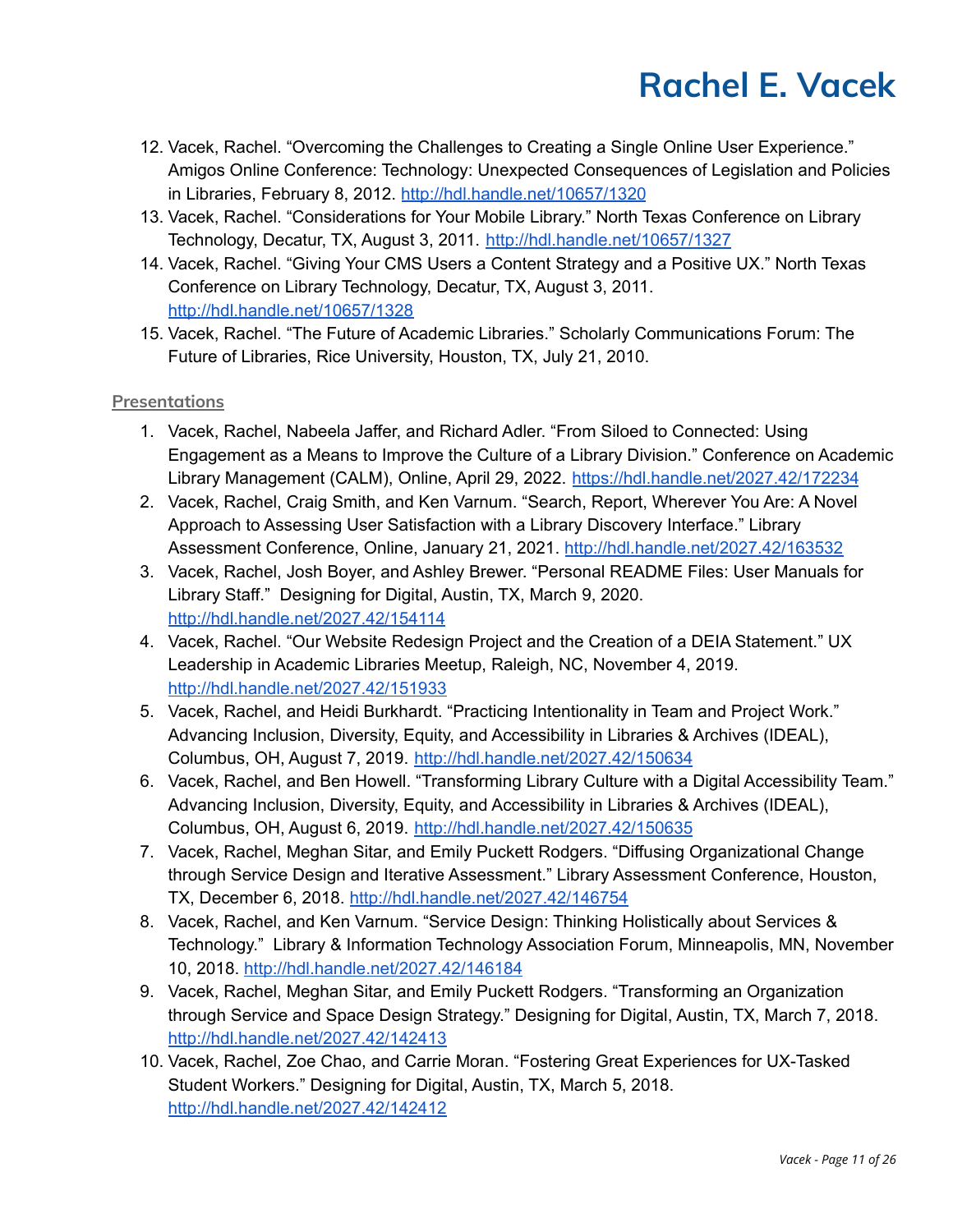12. Vacek, Rachel. “Overcoming the Challenges to Creating a Single Online User Experience.” Amigos Online Conference: Technology: Unexpected Consequences of Legislation and Policies in Libraries, February 8, 2012. http://hdl.handle.net/10657/1320
13. Vacek, Rachel. “Considerations for Your Mobile Library.” North Texas Conference on Library Technology, Decatur, TX, August 3, 2011. http://hdl.handle.net/10657/1327
14. Vacek, Rachel. “Giving Your CMS Users a Content Strategy and a Positive UX.” North Texas Conference on Library Technology, Decatur, TX, August 3, 2011. http://hdl.handle.net/10657/1328
15. Vacek, Rachel. “The Future of Academic Libraries.” Scholarly Communications Forum: The Future of Libraries, Rice University, Houston, TX, July 21, 2010.

### Presentations

1. Vacek, Rachel, Nabeela Jaffer, and Richard Adler. “From Siloed to Connected: Using Engagement as a Means to Improve the Culture of a Library Division.” Conference on Academic Library Management (CALM), Online, April 29, 2022. https://hdl.handle.net/2027.42/172234
2. Vacek, Rachel, Craig Smith, and Ken Varnum. “Search, Report, Wherever You Are: A Novel Approach to Assessing User Satisfaction with a Library Discovery Interface.” Library Assessment Conference, Online, January 21, 2021. http://hdl.handle.net/2027.42/163532
3. Vacek, Rachel, Josh Boyer, and Ashley Brewer. “Personal README Files: User Manuals for Library Staff.” Designing for Digital, Austin, TX, March 9, 2020. http://hdl.handle.net/2027.42/154114
4. Vacek, Rachel. “Our Website Redesign Project and the Creation of a DEIA Statement.” UX Leadership in Academic Libraries Meetup, Raleigh, NC, November 4, 2019. http://hdl.handle.net/2027.42/151933
5. Vacek, Rachel, and Heidi Burkhardt. “Practicing Intentionality in Team and Project Work.” Advancing Inclusion, Diversity, Equity, and Accessibility in Libraries & Archives (IDEAL), Columbus, OH, August 7, 2019. http://hdl.handle.net/2027.42/150634
6. Vacek, Rachel, and Ben Howell. “Transforming Library Culture with a Digital Accessibility Team.” Advancing Inclusion, Diversity, Equity, and Accessibility in Libraries & Archives (IDEAL), Columbus, OH, August 6, 2019. http://hdl.handle.net/2027.42/150635
7. Vacek, Rachel, Meghan Sitar, and Emily Puckett Rodgers. “Diffusing Organizational Change through Service Design and Iterative Assessment.” Library Assessment Conference, Houston, TX, December 6, 2018. http://hdl.handle.net/2027.42/146754
8. Vacek, Rachel, and Ken Varnum. “Service Design: Thinking Holistically about Services & Technology.” Library & Information Technology Association Forum, Minneapolis, MN, November 10, 2018. http://hdl.handle.net/2027.42/146184
9. Vacek, Rachel, Meghan Sitar, and Emily Puckett Rodgers. “Transforming an Organization through Service and Space Design Strategy.” Designing for Digital, Austin, TX, March 7, 2018. http://hdl.handle.net/2027.42/142413
10. Vacek, Rachel, Zoe Chao, and Carrie Moran. “Fostering Great Experiences for UX-Tasked Student Workers.” Designing for Digital, Austin, TX, March 5, 2018. http://hdl.handle.net/2027.42/142412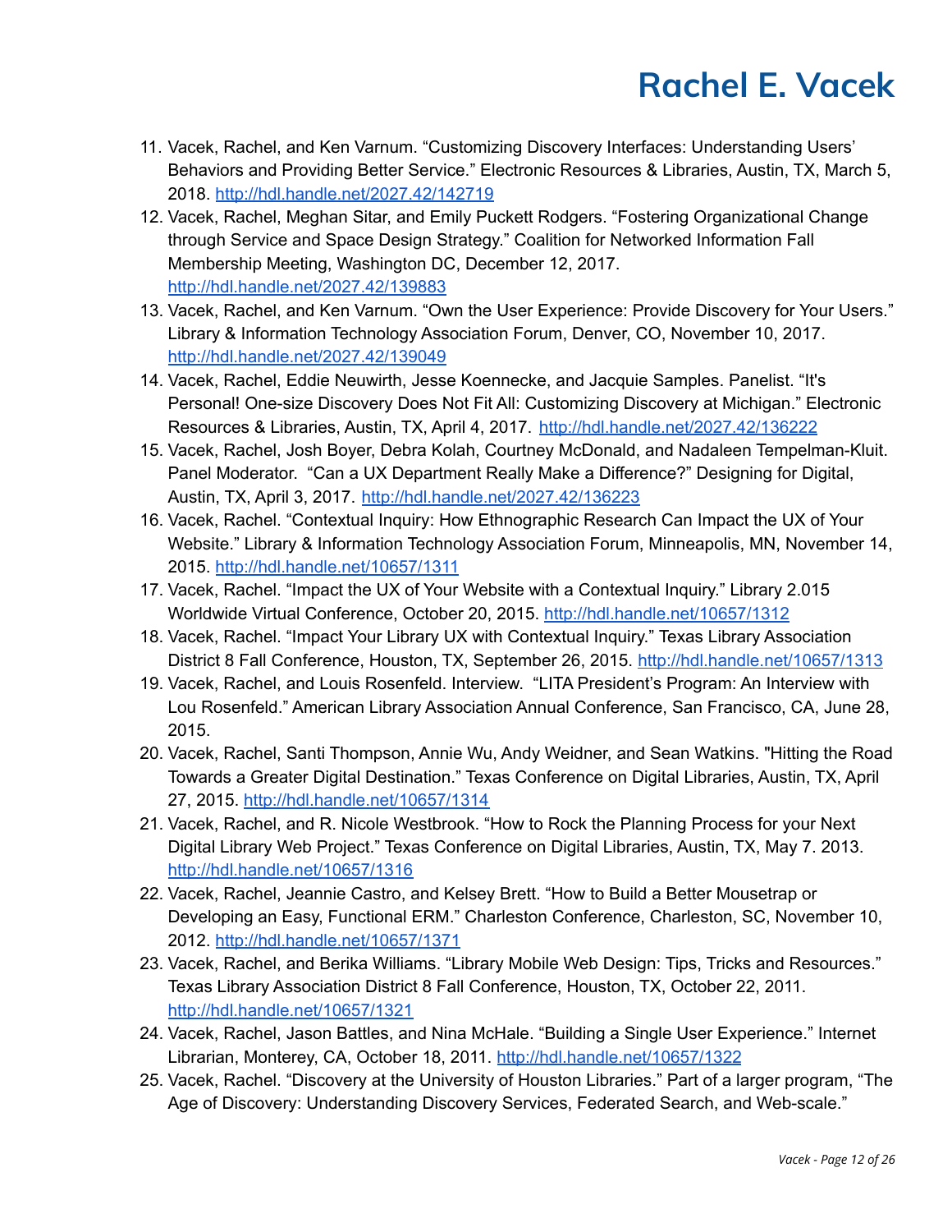11. Vacek, Rachel, and Ken Varnum. “Customizing Discovery Interfaces: Understanding Users’ Behaviors and Providing Better Service.” Electronic Resources & Libraries, Austin, TX, March 5, 2018. http://hdl.handle.net/2027.42/142719
12. Vacek, Rachel, Meghan Sitar, and Emily Puckett Rodgers. “Fostering Organizational Change through Service and Space Design Strategy.” Coalition for Networked Information Fall Membership Meeting, Washington DC, December 12, 2017. http://hdl.handle.net/2027.42/139883
13. Vacek, Rachel, and Ken Varnum. “Own the User Experience: Provide Discovery for Your Users.” Library & Information Technology Association Forum, Denver, CO, November 10, 2017. http://hdl.handle.net/2027.42/139049
14. Vacek, Rachel, Eddie Neuwirth, Jesse Koennecke, and Jacquie Samples. Panelist. “It's Personal! One-size Discovery Does Not Fit All: Customizing Discovery at Michigan.” Electronic Resources & Libraries, Austin, TX, April 4, 2017. http://hdl.handle.net/2027.42/136222
15. Vacek, Rachel, Josh Boyer, Debra Kolah, Courtney McDonald, and Nadaleen Tempelman-Kluit. Panel Moderator. “Can a UX Department Really Make a Difference?” Designing for Digital, Austin, TX, April 3, 2017. http://hdl.handle.net/2027.42/136223
16. Vacek, Rachel. “Contextual Inquiry: How Ethnographic Research Can Impact the UX of Your Website.” Library & Information Technology Association Forum, Minneapolis, MN, November 14, 2015. http://hdl.handle.net/10657/1311
17. Vacek, Rachel. “Impact the UX of Your Website with a Contextual Inquiry.” Library 2.015 Worldwide Virtual Conference, October 20, 2015. http://hdl.handle.net/10657/1312
18. Vacek, Rachel. “Impact Your Library UX with Contextual Inquiry.” Texas Library Association District 8 Fall Conference, Houston, TX, September 26, 2015. http://hdl.handle.net/10657/1313
19. Vacek, Rachel, and Louis Rosenfeld. Interview. “LITA President’s Program: An Interview with Lou Rosenfeld.” American Library Association Annual Conference, San Francisco, CA, June 28, 2015.
20. Vacek, Rachel, Santi Thompson, Annie Wu, Andy Weidner, and Sean Watkins. "Hitting the Road Towards a Greater Digital Destination.” Texas Conference on Digital Libraries, Austin, TX, April 27, 2015. http://hdl.handle.net/10657/1314
21. Vacek, Rachel, and R. Nicole Westbrook. “How to Rock the Planning Process for your Next Digital Library Web Project.” Texas Conference on Digital Libraries, Austin, TX, May 7. 2013. http://hdl.handle.net/10657/1316
22. Vacek, Rachel, Jeannie Castro, and Kelsey Brett. “How to Build a Better Mousetrap or Developing an Easy, Functional ERM.” Charleston Conference, Charleston, SC, November 10, 2012. http://hdl.handle.net/10657/1371
23. Vacek, Rachel, and Berika Williams. “Library Mobile Web Design: Tips, Tricks and Resources.” Texas Library Association District 8 Fall Conference, Houston, TX, October 22, 2011. http://hdl.handle.net/10657/1321
24. Vacek, Rachel, Jason Battles, and Nina McHale. “Building a Single User Experience.” Internet Librarian, Monterey, CA, October 18, 2011. http://hdl.handle.net/10657/1322
25. Vacek, Rachel. “Discovery at the University of Houston Libraries.” Part of a larger program, “The Age of Discovery: Understanding Discovery Services, Federated Search, and Web-scale.”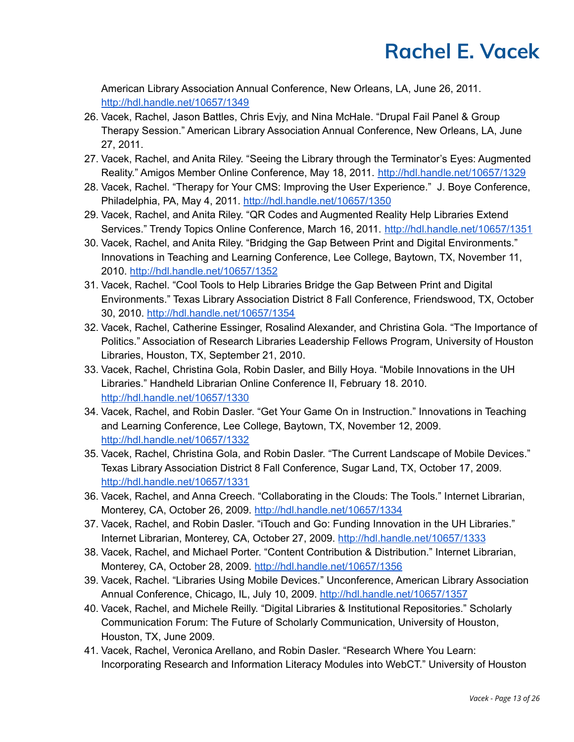American Library Association Annual Conference, New Orleans, LA, June 26, 2011. http://hdl.handle.net/10657/1349

26. Vacek, Rachel, Jason Battles, Chris Evjy, and Nina McHale. “Drupal Fail Panel & Group Therapy Session.” American Library Association Annual Conference, New Orleans, LA, June 27, 2011.
27. Vacek, Rachel, and Anita Riley. “Seeing the Library through the Terminator’s Eyes: Augmented Reality.” Amigos Member Online Conference, May 18, 2011. http://hdl.handle.net/10657/1329
28. Vacek, Rachel. “Therapy for Your CMS: Improving the User Experience.” J. Boye Conference, Philadelphia, PA, May 4, 2011. http://hdl.handle.net/10657/1350
29. Vacek, Rachel, and Anita Riley. “QR Codes and Augmented Reality Help Libraries Extend Services.” Trendy Topics Online Conference, March 16, 2011. http://hdl.handle.net/10657/1351
30. Vacek, Rachel, and Anita Riley. “Bridging the Gap Between Print and Digital Environments.” Innovations in Teaching and Learning Conference, Lee College, Baytown, TX, November 11, 2010. http://hdl.handle.net/10657/1352
31. Vacek, Rachel. “Cool Tools to Help Libraries Bridge the Gap Between Print and Digital Environments.” Texas Library Association District 8 Fall Conference, Friendswood, TX, October 30, 2010. http://hdl.handle.net/10657/1354
32. Vacek, Rachel, Catherine Essinger, Rosalind Alexander, and Christina Gola. “The Importance of Politics.” Association of Research Libraries Leadership Fellows Program, University of Houston Libraries, Houston, TX, September 21, 2010.
33. Vacek, Rachel, Christina Gola, Robin Dasler, and Billy Hoya. “Mobile Innovations in the UH Libraries.” Handheld Librarian Online Conference II, February 18. 2010. http://hdl.handle.net/10657/1330
34. Vacek, Rachel, and Robin Dasler. “Get Your Game On in Instruction.” Innovations in Teaching and Learning Conference, Lee College, Baytown, TX, November 12, 2009. http://hdl.handle.net/10657/1332
35. Vacek, Rachel, Christina Gola, and Robin Dasler. “The Current Landscape of Mobile Devices.” Texas Library Association District 8 Fall Conference, Sugar Land, TX, October 17, 2009. http://hdl.handle.net/10657/1331
36. Vacek, Rachel, and Anna Creech. “Collaborating in the Clouds: The Tools.” Internet Librarian, Monterey, CA, October 26, 2009. http://hdl.handle.net/10657/1334
37. Vacek, Rachel, and Robin Dasler. “iTouch and Go: Funding Innovation in the UH Libraries.” Internet Librarian, Monterey, CA, October 27, 2009. http://hdl.handle.net/10657/1333
38. Vacek, Rachel, and Michael Porter. “Content Contribution & Distribution.” Internet Librarian, Monterey, CA, October 28, 2009. http://hdl.handle.net/10657/1356
39. Vacek, Rachel. “Libraries Using Mobile Devices.” Unconference, American Library Association Annual Conference, Chicago, IL, July 10, 2009. http://hdl.handle.net/10657/1357
40. Vacek, Rachel, and Michele Reilly. “Digital Libraries & Institutional Repositories.” Scholarly Communication Forum: The Future of Scholarly Communication, University of Houston, Houston, TX, June 2009.
41. Vacek, Rachel, Veronica Arellano, and Robin Dasler. “Research Where You Learn: Incorporating Research and Information Literacy Modules into WebCT.” University of Houston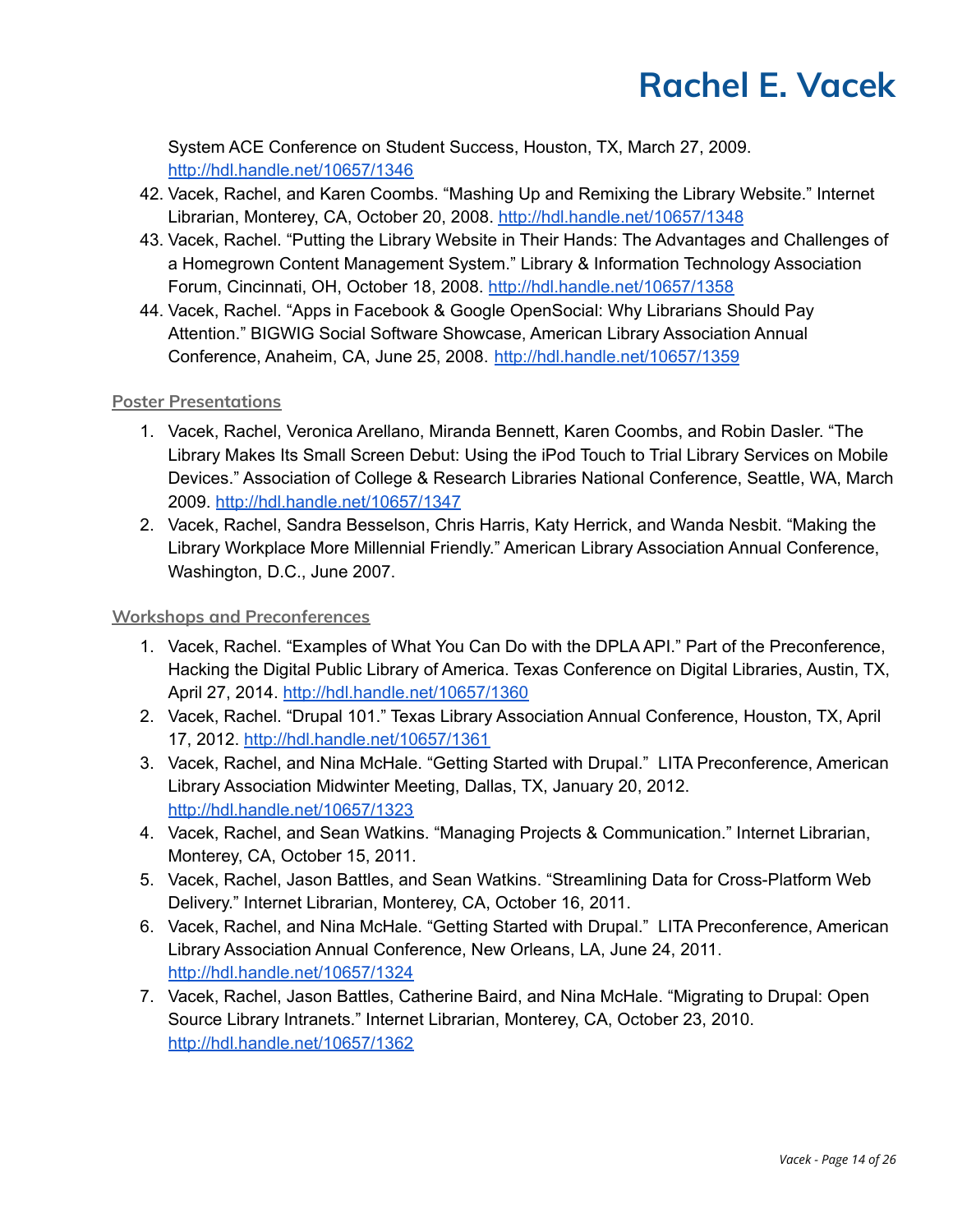System ACE Conference on Student Success, Houston, TX, March 27, 2009. http://hdl.handle.net/10657/1346

42. Vacek, Rachel, and Karen Coombs. "Mashing Up and Remixing the Library Website." Internet Librarian, Monterey, CA, October 20, 2008. http://hdl.handle.net/10657/1348
43. Vacek, Rachel. "Putting the Library Website in Their Hands: The Advantages and Challenges of a Homegrown Content Management System." Library & Information Technology Association Forum, Cincinnati, OH, October 18, 2008. http://hdl.handle.net/10657/1358
44. Vacek, Rachel. "Apps in Facebook & Google OpenSocial: Why Librarians Should Pay Attention." BIGWIG Social Software Showcase, American Library Association Annual Conference, Anaheim, CA, June 25, 2008. http://hdl.handle.net/10657/1359

### Poster Presentations

1. Vacek, Rachel, Veronica Arellano, Miranda Bennett, Karen Coombs, and Robin Dasler. "The Library Makes Its Small Screen Debut: Using the iPod Touch to Trial Library Services on Mobile Devices." Association of College & Research Libraries National Conference, Seattle, WA, March 2009. http://hdl.handle.net/10657/1347
2. Vacek, Rachel, Sandra Besselson, Chris Harris, Katy Herrick, and Wanda Nesbit. "Making the Library Workplace More Millennial Friendly." American Library Association Annual Conference, Washington, D.C., June 2007.

### Workshops and Preconferences

1. Vacek, Rachel. "Examples of What You Can Do with the DPLA API." Part of the Preconference, Hacking the Digital Public Library of America. Texas Conference on Digital Libraries, Austin, TX, April 27, 2014. http://hdl.handle.net/10657/1360
2. Vacek, Rachel. "Drupal 101." Texas Library Association Annual Conference, Houston, TX, April 17, 2012. http://hdl.handle.net/10657/1361
3. Vacek, Rachel, and Nina McHale. "Getting Started with Drupal." LITA Preconference, American Library Association Midwinter Meeting, Dallas, TX, January 20, 2012. http://hdl.handle.net/10657/1323
4. Vacek, Rachel, and Sean Watkins. "Managing Projects & Communication." Internet Librarian, Monterey, CA, October 15, 2011.
5. Vacek, Rachel, Jason Battles, and Sean Watkins. "Streamlining Data for Cross-Platform Web Delivery." Internet Librarian, Monterey, CA, October 16, 2011.
6. Vacek, Rachel, and Nina McHale. "Getting Started with Drupal." LITA Preconference, American Library Association Annual Conference, New Orleans, LA, June 24, 2011. http://hdl.handle.net/10657/1324
7. Vacek, Rachel, Jason Battles, Catherine Baird, and Nina McHale. "Migrating to Drupal: Open Source Library Intranets." Internet Librarian, Monterey, CA, October 23, 2010. http://hdl.handle.net/10657/1362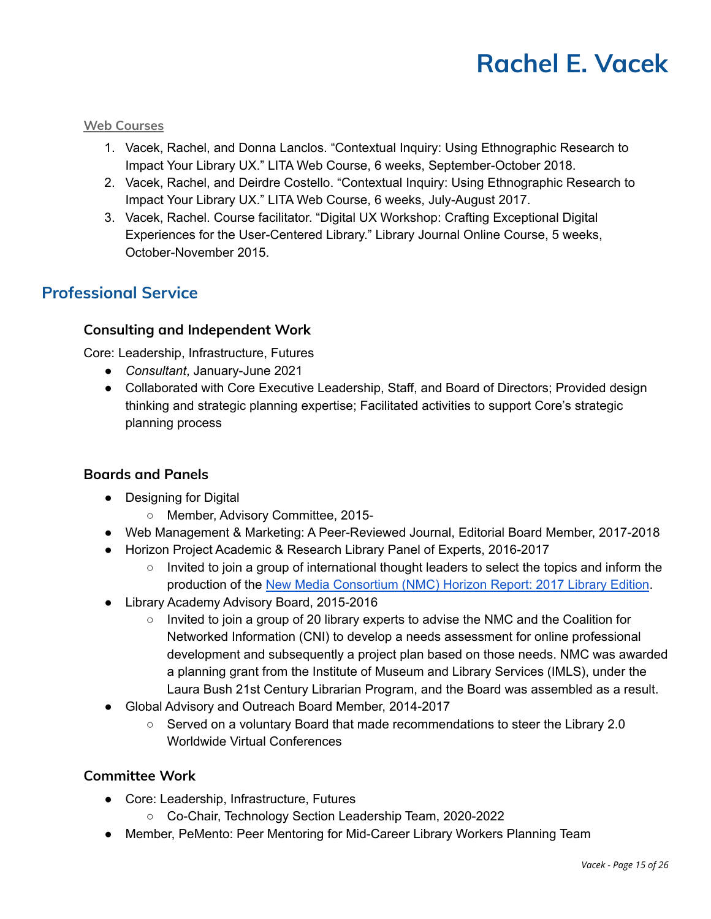#### Web Courses

1. Vacek, Rachel, and Donna Lanclos. "Contextual Inquiry: Using Ethnographic Research to Impact Your Library UX." LITA Web Course, 6 weeks, September-October 2018.
2. Vacek, Rachel, and Deirdre Costello. "Contextual Inquiry: Using Ethnographic Research to Impact Your Library UX." LITA Web Course, 6 weeks, July-August 2017.
3. Vacek, Rachel. Course facilitator. "Digital UX Workshop: Crafting Exceptional Digital Experiences for the User-Centered Library." Library Journal Online Course, 5 weeks, October-November 2015.

## Professional Service

### Consulting and Independent Work

Core: Leadership, Infrastructure, Futures

- *Consultant*, January-June 2021
- Collaborated with Core Executive Leadership, Staff, and Board of Directors; Provided design thinking and strategic planning expertise; Facilitated activities to support Core's strategic planning process

### Boards and Panels

- Designing for Digital
  - Member, Advisory Committee, 2015-
- Web Management & Marketing: A Peer-Reviewed Journal, Editorial Board Member, 2017-2018
- Horizon Project Academic & Research Library Panel of Experts, 2016-2017
  - Invited to join a group of international thought leaders to select the topics and inform the production of the New Media Consortium (NMC) Horizon Report: 2017 Library Edition.
- Library Academy Advisory Board, 2015-2016
  - Invited to join a group of 20 library experts to advise the NMC and the Coalition for Networked Information (CNI) to develop a needs assessment for online professional development and subsequently a project plan based on those needs. NMC was awarded a planning grant from the Institute of Museum and Library Services (IMLS), under the Laura Bush 21st Century Librarian Program, and the Board was assembled as a result.
- Global Advisory and Outreach Board Member, 2014-2017
  - Served on a voluntary Board that made recommendations to steer the Library 2.0 Worldwide Virtual Conferences

### Committee Work

- Core: Leadership, Infrastructure, Futures
  - Co-Chair, Technology Section Leadership Team, 2020-2022
- Member, PeMento: Peer Mentoring for Mid-Career Library Workers Planning Team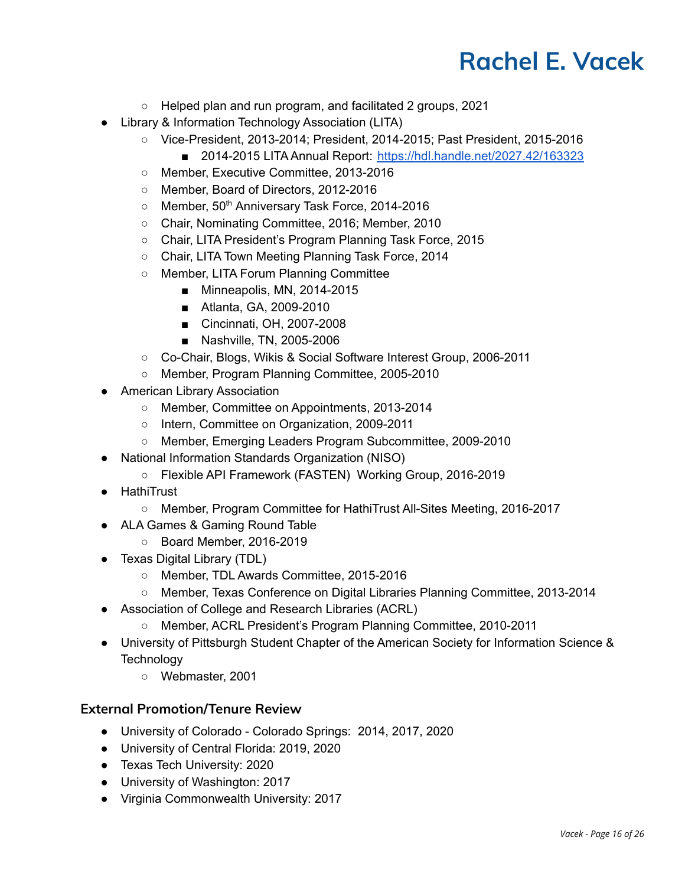- Helped plan and run program, and facilitated 2 groups, 2021
- Library & Information Technology Association (LITA)
  - Vice-President, 2013-2014; President, 2014-2015; Past President, 2015-2016
    - 2014-2015 LITA Annual Report: [https://hdl.handle.net/2027.42/163323](https://hdl.handle.net/2027.42/163323)
  - Member, Executive Committee, 2013-2016
  - Member, Board of Directors, 2012-2016
  - Member, 50th Anniversary Task Force, 2014-2016
  - Chair, Nominating Committee, 2016; Member, 2010
  - Chair, LITA President's Program Planning Task Force, 2015
  - Chair, LITA Town Meeting Planning Task Force, 2014
  - Member, LITA Forum Planning Committee
    - Minneapolis, MN, 2014-2015
    - Atlanta, GA, 2009-2010
    - Cincinnati, OH, 2007-2008
    - Nashville, TN, 2005-2006
  - Co-Chair, Blogs, Wikis & Social Software Interest Group, 2006-2011
  - Member, Program Planning Committee, 2005-2010
- American Library Association
  - Member, Committee on Appointments, 2013-2014
  - Intern, Committee on Organization, 2009-2011
  - Member, Emerging Leaders Program Subcommittee, 2009-2010
- National Information Standards Organization (NISO)
  - Flexible API Framework (FASTEN) Working Group, 2016-2019
- HathiTrust
  - Member, Program Committee for HathiTrust All-Sites Meeting, 2016-2017
- ALA Games & Gaming Round Table
  - Board Member, 2016-2019
- Texas Digital Library (TDL)
  - Member, TDL Awards Committee, 2015-2016
  - Member, Texas Conference on Digital Libraries Planning Committee, 2013-2014
- Association of College and Research Libraries (ACRL)
  - Member, ACRL President's Program Planning Committee, 2010-2011
- University of Pittsburgh Student Chapter of the American Society for Information Science & Technology
  - Webmaster, 2001

### External Promotion/Tenure Review

- University of Colorado - Colorado Springs: 2014, 2017, 2020
- University of Central Florida: 2019, 2020
- Texas Tech University: 2020
- University of Washington: 2017
- Virginia Commonwealth University: 2017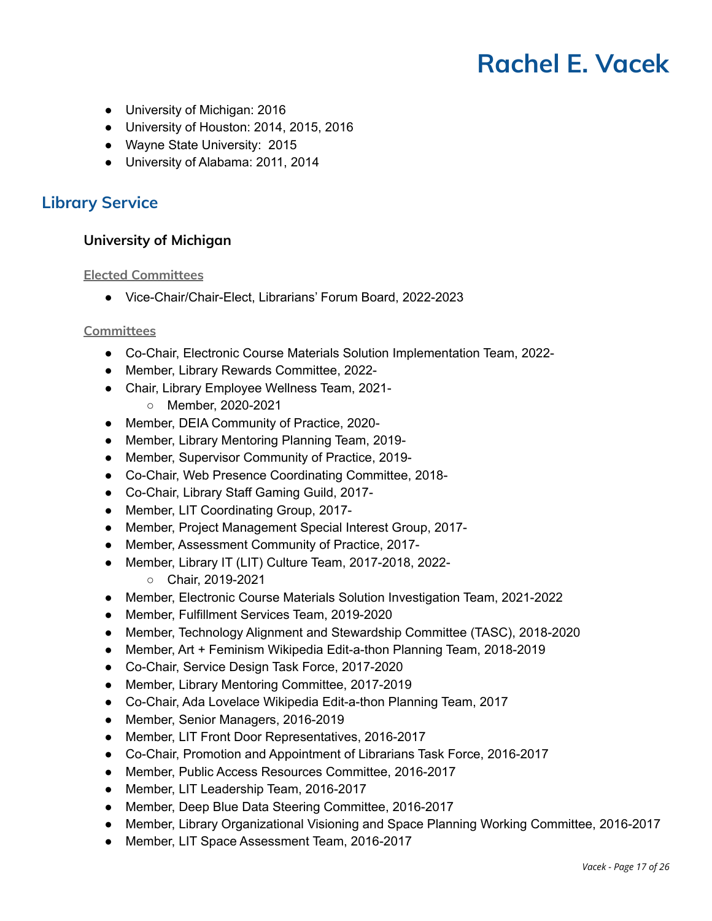- University of Michigan: 2016
- University of Houston: 2014, 2015, 2016
- Wayne State University: 2015
- University of Alabama: 2011, 2014

## Library Service

### University of Michigan

**Elected Committees**

- Vice-Chair/Chair-Elect, Librarians' Forum Board, 2022-2023

**Committees**

- Co-Chair, Electronic Course Materials Solution Implementation Team, 2022-
- Member, Library Rewards Committee, 2022-
- Chair, Library Employee Wellness Team, 2021-
  - Member, 2020-2021
- Member, DEIA Community of Practice, 2020-
- Member, Library Mentoring Planning Team, 2019-
- Member, Supervisor Community of Practice, 2019-
- Co-Chair, Web Presence Coordinating Committee, 2018-
- Co-Chair, Library Staff Gaming Guild, 2017-
- Member, LIT Coordinating Group, 2017-
- Member, Project Management Special Interest Group, 2017-
- Member, Assessment Community of Practice, 2017-
- Member, Library IT (LIT) Culture Team, 2017-2018, 2022-
  - Chair, 2019-2021
- Member, Electronic Course Materials Solution Investigation Team, 2021-2022
- Member, Fulfillment Services Team, 2019-2020
- Member, Technology Alignment and Stewardship Committee (TASC), 2018-2020
- Member, Art + Feminism Wikipedia Edit-a-thon Planning Team, 2018-2019
- Co-Chair, Service Design Task Force, 2017-2020
- Member, Library Mentoring Committee, 2017-2019
- Co-Chair, Ada Lovelace Wikipedia Edit-a-thon Planning Team, 2017
- Member, Senior Managers, 2016-2019
- Member, LIT Front Door Representatives, 2016-2017
- Co-Chair, Promotion and Appointment of Librarians Task Force, 2016-2017
- Member, Public Access Resources Committee, 2016-2017
- Member, LIT Leadership Team, 2016-2017
- Member, Deep Blue Data Steering Committee, 2016-2017
- Member, Library Organizational Visioning and Space Planning Working Committee, 2016-2017
- Member, LIT Space Assessment Team, 2016-2017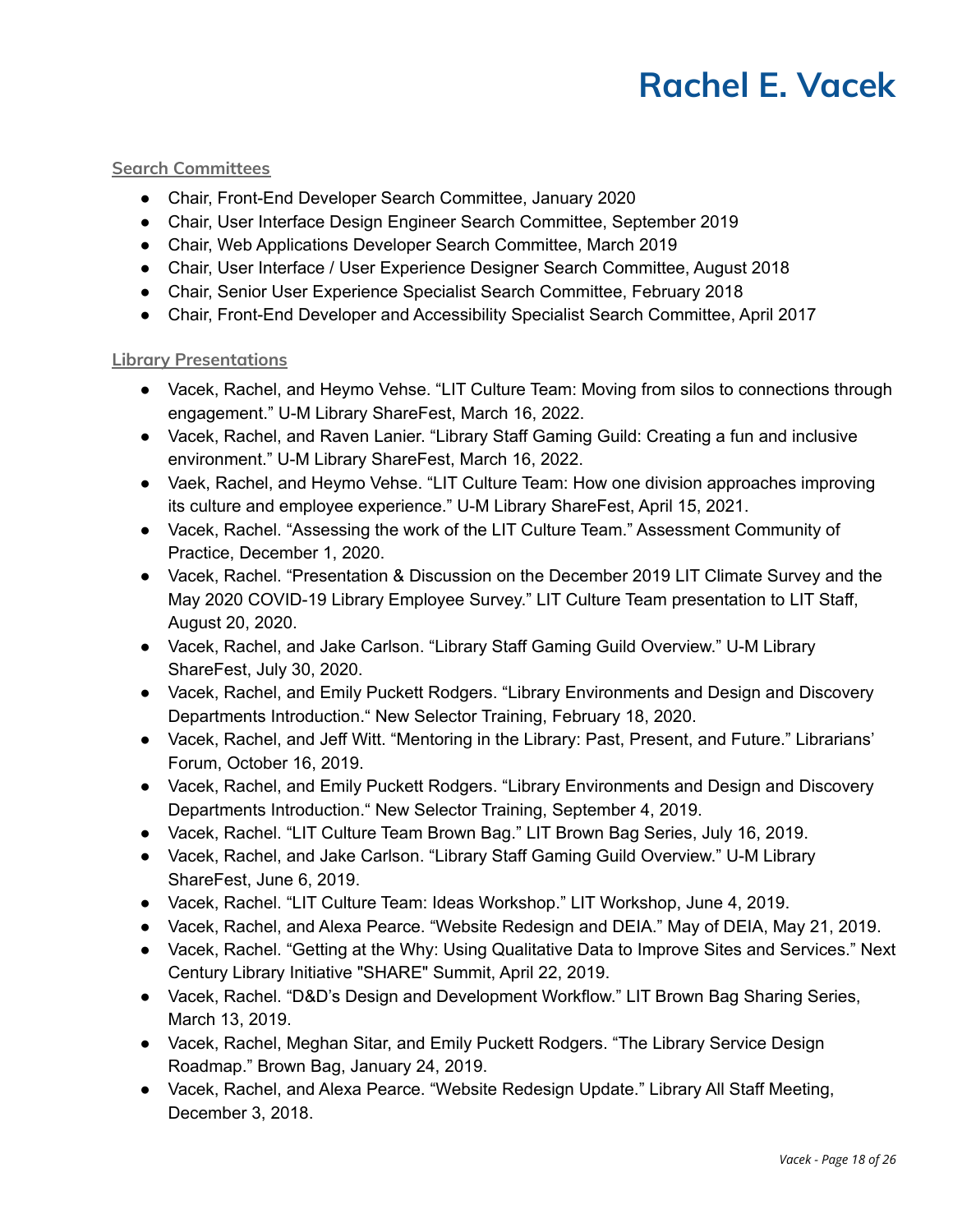### Search Committees

- Chair, Front-End Developer Search Committee, January 2020
- Chair, User Interface Design Engineer Search Committee, September 2019
- Chair, Web Applications Developer Search Committee, March 2019
- Chair, User Interface / User Experience Designer Search Committee, August 2018
- Chair, Senior User Experience Specialist Search Committee, February 2018
- Chair, Front-End Developer and Accessibility Specialist Search Committee, April 2017

### Library Presentations

- Vacek, Rachel, and Heymo Vehse. "LIT Culture Team: Moving from silos to connections through engagement." U-M Library ShareFest, March 16, 2022.
- Vacek, Rachel, and Raven Lanier. "Library Staff Gaming Guild: Creating a fun and inclusive environment." U-M Library ShareFest, March 16, 2022.
- Vaek, Rachel, and Heymo Vehse. "LIT Culture Team: How one division approaches improving its culture and employee experience." U-M Library ShareFest, April 15, 2021.
- Vacek, Rachel. "Assessing the work of the LIT Culture Team." Assessment Community of Practice, December 1, 2020.
- Vacek, Rachel. "Presentation & Discussion on the December 2019 LIT Climate Survey and the May 2020 COVID-19 Library Employee Survey." LIT Culture Team presentation to LIT Staff, August 20, 2020.
- Vacek, Rachel, and Jake Carlson. "Library Staff Gaming Guild Overview." U-M Library ShareFest, July 30, 2020.
- Vacek, Rachel, and Emily Puckett Rodgers. "Library Environments and Design and Discovery Departments Introduction." New Selector Training, February 18, 2020.
- Vacek, Rachel, and Jeff Witt. "Mentoring in the Library: Past, Present, and Future." Librarians' Forum, October 16, 2019.
- Vacek, Rachel, and Emily Puckett Rodgers. "Library Environments and Design and Discovery Departments Introduction." New Selector Training, September 4, 2019.
- Vacek, Rachel. "LIT Culture Team Brown Bag." LIT Brown Bag Series, July 16, 2019.
- Vacek, Rachel, and Jake Carlson. "Library Staff Gaming Guild Overview." U-M Library ShareFest, June 6, 2019.
- Vacek, Rachel. "LIT Culture Team: Ideas Workshop." LIT Workshop, June 4, 2019.
- Vacek, Rachel, and Alexa Pearce. "Website Redesign and DEIA." May of DEIA, May 21, 2019.
- Vacek, Rachel. "Getting at the Why: Using Qualitative Data to Improve Sites and Services." Next Century Library Initiative "SHARE" Summit, April 22, 2019.
- Vacek, Rachel. "D&D's Design and Development Workflow." LIT Brown Bag Sharing Series, March 13, 2019.
- Vacek, Rachel, Meghan Sitar, and Emily Puckett Rodgers. "The Library Service Design Roadmap." Brown Bag, January 24, 2019.
- Vacek, Rachel, and Alexa Pearce. "Website Redesign Update." Library All Staff Meeting, December 3, 2018.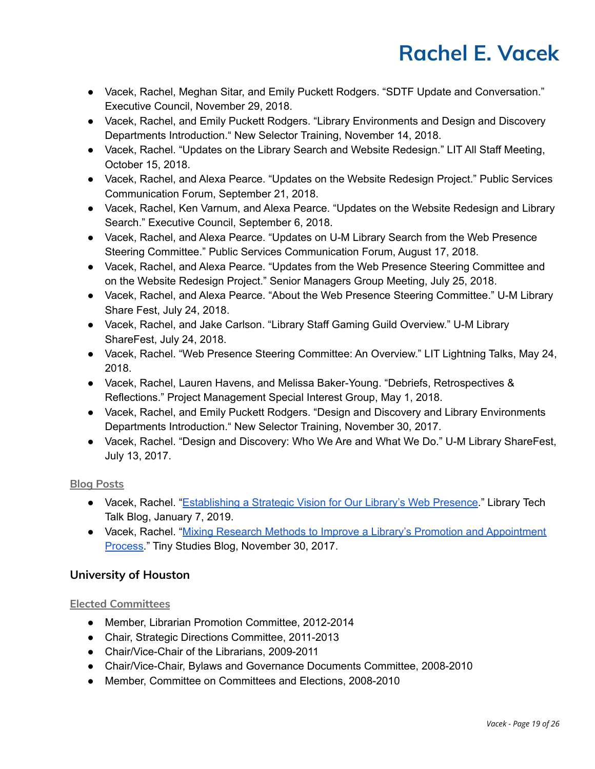- Vacek, Rachel, Meghan Sitar, and Emily Puckett Rodgers. “SDTF Update and Conversation.” Executive Council, November 29, 2018.
- Vacek, Rachel, and Emily Puckett Rodgers. “Library Environments and Design and Discovery Departments Introduction.“ New Selector Training, November 14, 2018.
- Vacek, Rachel. “Updates on the Library Search and Website Redesign.” LIT All Staff Meeting, October 15, 2018.
- Vacek, Rachel, and Alexa Pearce. “Updates on the Website Redesign Project.” Public Services Communication Forum, September 21, 2018.
- Vacek, Rachel, Ken Varnum, and Alexa Pearce. “Updates on the Website Redesign and Library Search.” Executive Council, September 6, 2018.
- Vacek, Rachel, and Alexa Pearce. “Updates on U-M Library Search from the Web Presence Steering Committee.” Public Services Communication Forum, August 17, 2018.
- Vacek, Rachel, and Alexa Pearce. “Updates from the Web Presence Steering Committee and on the Website Redesign Project.” Senior Managers Group Meeting, July 25, 2018.
- Vacek, Rachel, and Alexa Pearce. “About the Web Presence Steering Committee.” U-M Library Share Fest, July 24, 2018.
- Vacek, Rachel, and Jake Carlson. “Library Staff Gaming Guild Overview.” U-M Library ShareFest, July 24, 2018.
- Vacek, Rachel. “Web Presence Steering Committee: An Overview.” LIT Lightning Talks, May 24, 2018.
- Vacek, Rachel, Lauren Havens, and Melissa Baker-Young. “Debriefs, Retrospectives & Reflections.” Project Management Special Interest Group, May 1, 2018.
- Vacek, Rachel, and Emily Puckett Rodgers. “Design and Discovery and Library Environments Departments Introduction.“ New Selector Training, November 30, 2017.
- Vacek, Rachel. “Design and Discovery: Who We Are and What We Do.” U-M Library ShareFest, July 13, 2017.

#### Blog Posts

- Vacek, Rachel. “Establishing a Strategic Vision for Our Library’s Web Presence.” Library Tech Talk Blog, January 7, 2019.
- Vacek, Rachel. “Mixing Research Methods to Improve a Library’s Promotion and Appointment Process.” Tiny Studies Blog, November 30, 2017.

### University of Houston

#### Elected Committees

- Member, Librarian Promotion Committee, 2012-2014
- Chair, Strategic Directions Committee, 2011-2013
- Chair/Vice-Chair of the Librarians, 2009-2011
- Chair/Vice-Chair, Bylaws and Governance Documents Committee, 2008-2010
- Member, Committee on Committees and Elections, 2008-2010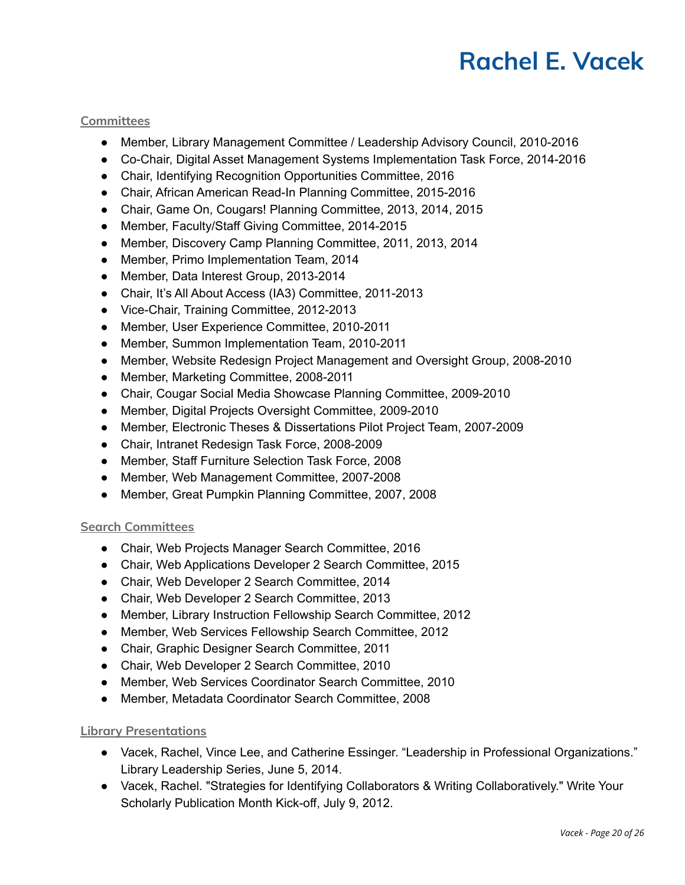## Committees

- Member, Library Management Committee / Leadership Advisory Council, 2010-2016
- Co-Chair, Digital Asset Management Systems Implementation Task Force, 2014-2016
- Chair, Identifying Recognition Opportunities Committee, 2016
- Chair, African American Read-In Planning Committee, 2015-2016
- Chair, Game On, Cougars! Planning Committee, 2013, 2014, 2015
- Member, Faculty/Staff Giving Committee, 2014-2015
- Member, Discovery Camp Planning Committee, 2011, 2013, 2014
- Member, Primo Implementation Team, 2014
- Member, Data Interest Group, 2013-2014
- Chair, It's All About Access (IA3) Committee, 2011-2013
- Vice-Chair, Training Committee, 2012-2013
- Member, User Experience Committee, 2010-2011
- Member, Summon Implementation Team, 2010-2011
- Member, Website Redesign Project Management and Oversight Group, 2008-2010
- Member, Marketing Committee, 2008-2011
- Chair, Cougar Social Media Showcase Planning Committee, 2009-2010
- Member, Digital Projects Oversight Committee, 2009-2010
- Member, Electronic Theses & Dissertations Pilot Project Team, 2007-2009
- Chair, Intranet Redesign Task Force, 2008-2009
- Member, Staff Furniture Selection Task Force, 2008
- Member, Web Management Committee, 2007-2008
- Member, Great Pumpkin Planning Committee, 2007, 2008

## Search Committees

- Chair, Web Projects Manager Search Committee, 2016
- Chair, Web Applications Developer 2 Search Committee, 2015
- Chair, Web Developer 2 Search Committee, 2014
- Chair, Web Developer 2 Search Committee, 2013
- Member, Library Instruction Fellowship Search Committee, 2012
- Member, Web Services Fellowship Search Committee, 2012
- Chair, Graphic Designer Search Committee, 2011
- Chair, Web Developer 2 Search Committee, 2010
- Member, Web Services Coordinator Search Committee, 2010
- Member, Metadata Coordinator Search Committee, 2008

## Library Presentations

- Vacek, Rachel, Vince Lee, and Catherine Essinger. "Leadership in Professional Organizations." Library Leadership Series, June 5, 2014.
- Vacek, Rachel. "Strategies for Identifying Collaborators & Writing Collaboratively." Write Your Scholarly Publication Month Kick-off, July 9, 2012.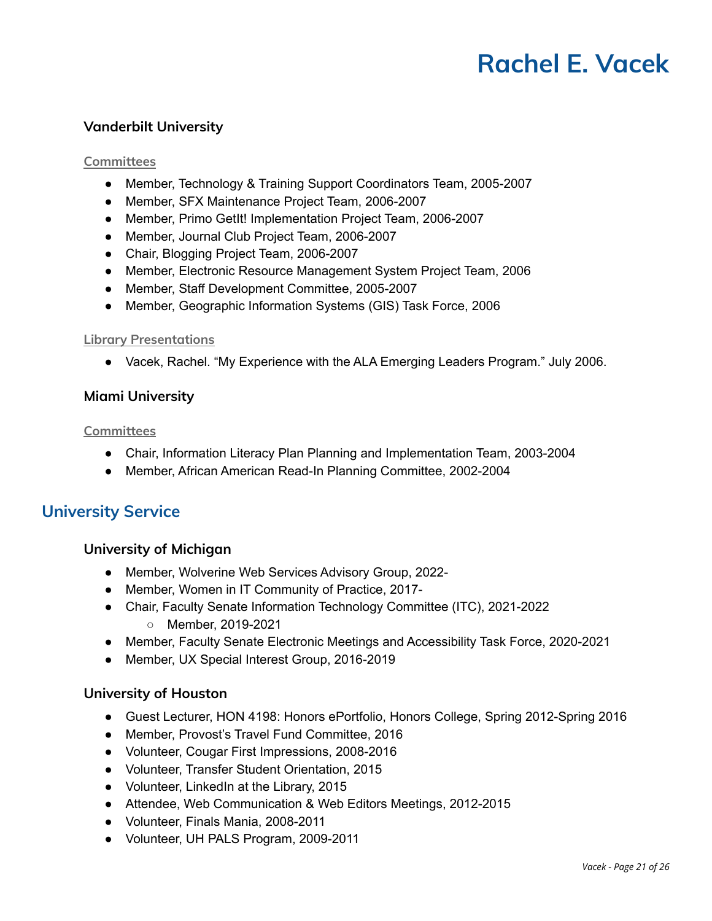### Vanderbilt University

#### Committees

- Member, Technology & Training Support Coordinators Team, 2005-2007
- Member, SFX Maintenance Project Team, 2006-2007
- Member, Primo GetIt! Implementation Project Team, 2006-2007
- Member, Journal Club Project Team, 2006-2007
- Chair, Blogging Project Team, 2006-2007
- Member, Electronic Resource Management System Project Team, 2006
- Member, Staff Development Committee, 2005-2007
- Member, Geographic Information Systems (GIS) Task Force, 2006

#### Library Presentations

- Vacek, Rachel. "My Experience with the ALA Emerging Leaders Program." July 2006.

### Miami University

#### Committees

- Chair, Information Literacy Plan Planning and Implementation Team, 2003-2004
- Member, African American Read-In Planning Committee, 2002-2004

## University Service

### University of Michigan

- Member, Wolverine Web Services Advisory Group, 2022-
- Member, Women in IT Community of Practice, 2017-
- Chair, Faculty Senate Information Technology Committee (ITC), 2021-2022
    - Member, 2019-2021
- Member, Faculty Senate Electronic Meetings and Accessibility Task Force, 2020-2021
- Member, UX Special Interest Group, 2016-2019

### University of Houston

- Guest Lecturer, HON 4198: Honors ePortfolio, Honors College, Spring 2012-Spring 2016
- Member, Provost's Travel Fund Committee, 2016
- Volunteer, Cougar First Impressions, 2008-2016
- Volunteer, Transfer Student Orientation, 2015
- Volunteer, LinkedIn at the Library, 2015
- Attendee, Web Communication & Web Editors Meetings, 2012-2015
- Volunteer, Finals Mania, 2008-2011
- Volunteer, UH PALS Program, 2009-2011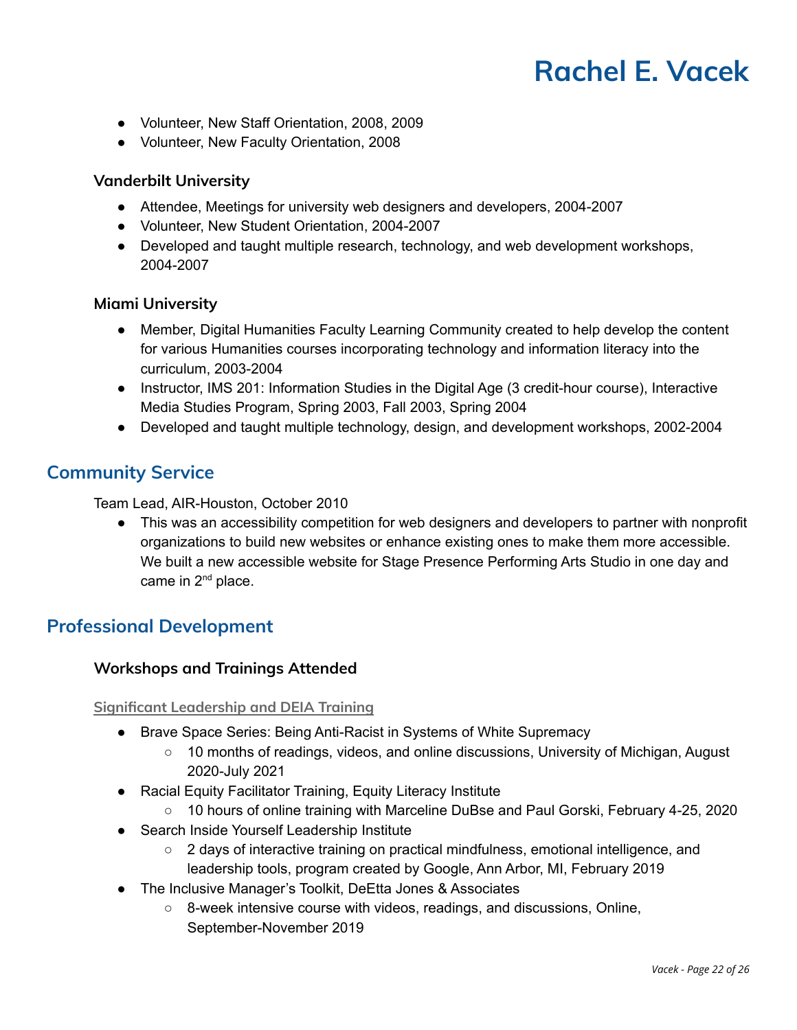- Volunteer, New Staff Orientation, 2008, 2009
- Volunteer, New Faculty Orientation, 2008

### Vanderbilt University

- Attendee, Meetings for university web designers and developers, 2004-2007
- Volunteer, New Student Orientation, 2004-2007
- Developed and taught multiple research, technology, and web development workshops, 2004-2007

### Miami University

- Member, Digital Humanities Faculty Learning Community created to help develop the content for various Humanities courses incorporating technology and information literacy into the curriculum, 2003-2004
- Instructor, IMS 201: Information Studies in the Digital Age (3 credit-hour course), Interactive Media Studies Program, Spring 2003, Fall 2003, Spring 2004
- Developed and taught multiple technology, design, and development workshops, 2002-2004

## Community Service

Team Lead, AIR-Houston, October 2010

- This was an accessibility competition for web designers and developers to partner with nonprofit organizations to build new websites or enhance existing ones to make them more accessible. We built a new accessible website for Stage Presence Performing Arts Studio in one day and came in 2nd place.

## Professional Development

### Workshops and Trainings Attended

#### Significant Leadership and DEIA Training

- Brave Space Series: Being Anti-Racist in Systems of White Supremacy
  - 10 months of readings, videos, and online discussions, University of Michigan, August 2020-July 2021
- Racial Equity Facilitator Training, Equity Literacy Institute
  - 10 hours of online training with Marceline DuBse and Paul Gorski, February 4-25, 2020
- Search Inside Yourself Leadership Institute
  - 2 days of interactive training on practical mindfulness, emotional intelligence, and leadership tools, program created by Google, Ann Arbor, MI, February 2019
- The Inclusive Manager's Toolkit, DeEtta Jones & Associates
  - 8-week intensive course with videos, readings, and discussions, Online, September-November 2019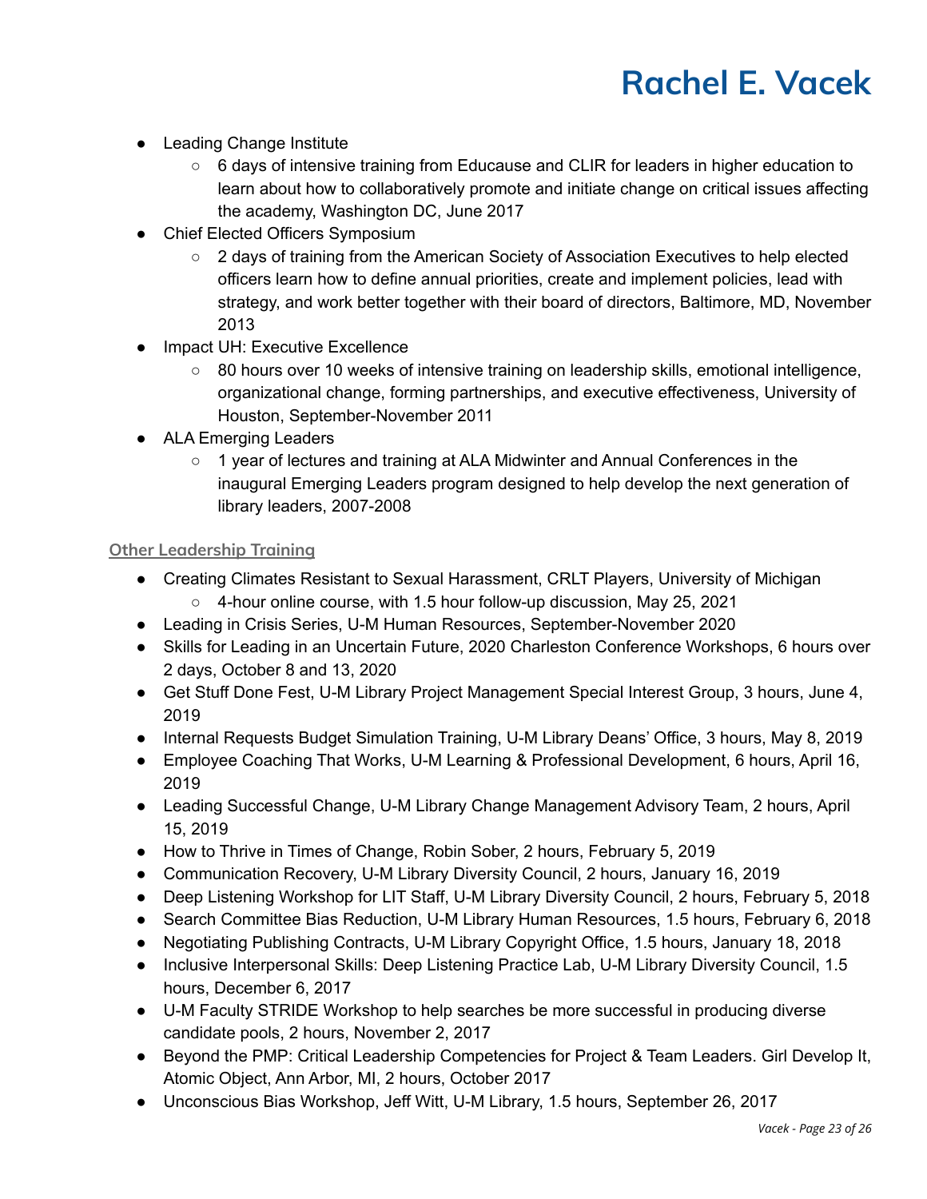- Leading Change Institute
    - 6 days of intensive training from Educause and CLIR for leaders in higher education to learn about how to collaboratively promote and initiate change on critical issues affecting the academy, Washington DC, June 2017
- Chief Elected Officers Symposium
    - 2 days of training from the American Society of Association Executives to help elected officers learn how to define annual priorities, create and implement policies, lead with strategy, and work better together with their board of directors, Baltimore, MD, November 2013
- Impact UH: Executive Excellence
    - 80 hours over 10 weeks of intensive training on leadership skills, emotional intelligence, organizational change, forming partnerships, and executive effectiveness, University of Houston, September-November 2011
- ALA Emerging Leaders
    - 1 year of lectures and training at ALA Midwinter and Annual Conferences in the inaugural Emerging Leaders program designed to help develop the next generation of library leaders, 2007-2008

### Other Leadership Training

- Creating Climates Resistant to Sexual Harassment, CRLT Players, University of Michigan
    - 4-hour online course, with 1.5 hour follow-up discussion, May 25, 2021
- Leading in Crisis Series, U-M Human Resources, September-November 2020
- Skills for Leading in an Uncertain Future, 2020 Charleston Conference Workshops, 6 hours over 2 days, October 8 and 13, 2020
- Get Stuff Done Fest, U-M Library Project Management Special Interest Group, 3 hours, June 4, 2019
- Internal Requests Budget Simulation Training, U-M Library Deans' Office, 3 hours, May 8, 2019
- Employee Coaching That Works, U-M Learning & Professional Development, 6 hours, April 16, 2019
- Leading Successful Change, U-M Library Change Management Advisory Team, 2 hours, April 15, 2019
- How to Thrive in Times of Change, Robin Sober, 2 hours, February 5, 2019
- Communication Recovery, U-M Library Diversity Council, 2 hours, January 16, 2019
- Deep Listening Workshop for LIT Staff, U-M Library Diversity Council, 2 hours, February 5, 2018
- Search Committee Bias Reduction, U-M Library Human Resources, 1.5 hours, February 6, 2018
- Negotiating Publishing Contracts, U-M Library Copyright Office, 1.5 hours, January 18, 2018
- Inclusive Interpersonal Skills: Deep Listening Practice Lab, U-M Library Diversity Council, 1.5 hours, December 6, 2017
- U-M Faculty STRIDE Workshop to help searches be more successful in producing diverse candidate pools, 2 hours, November 2, 2017
- Beyond the PMP: Critical Leadership Competencies for Project & Team Leaders. Girl Develop It, Atomic Object, Ann Arbor, MI, 2 hours, October 2017
- Unconscious Bias Workshop, Jeff Witt, U-M Library, 1.5 hours, September 26, 2017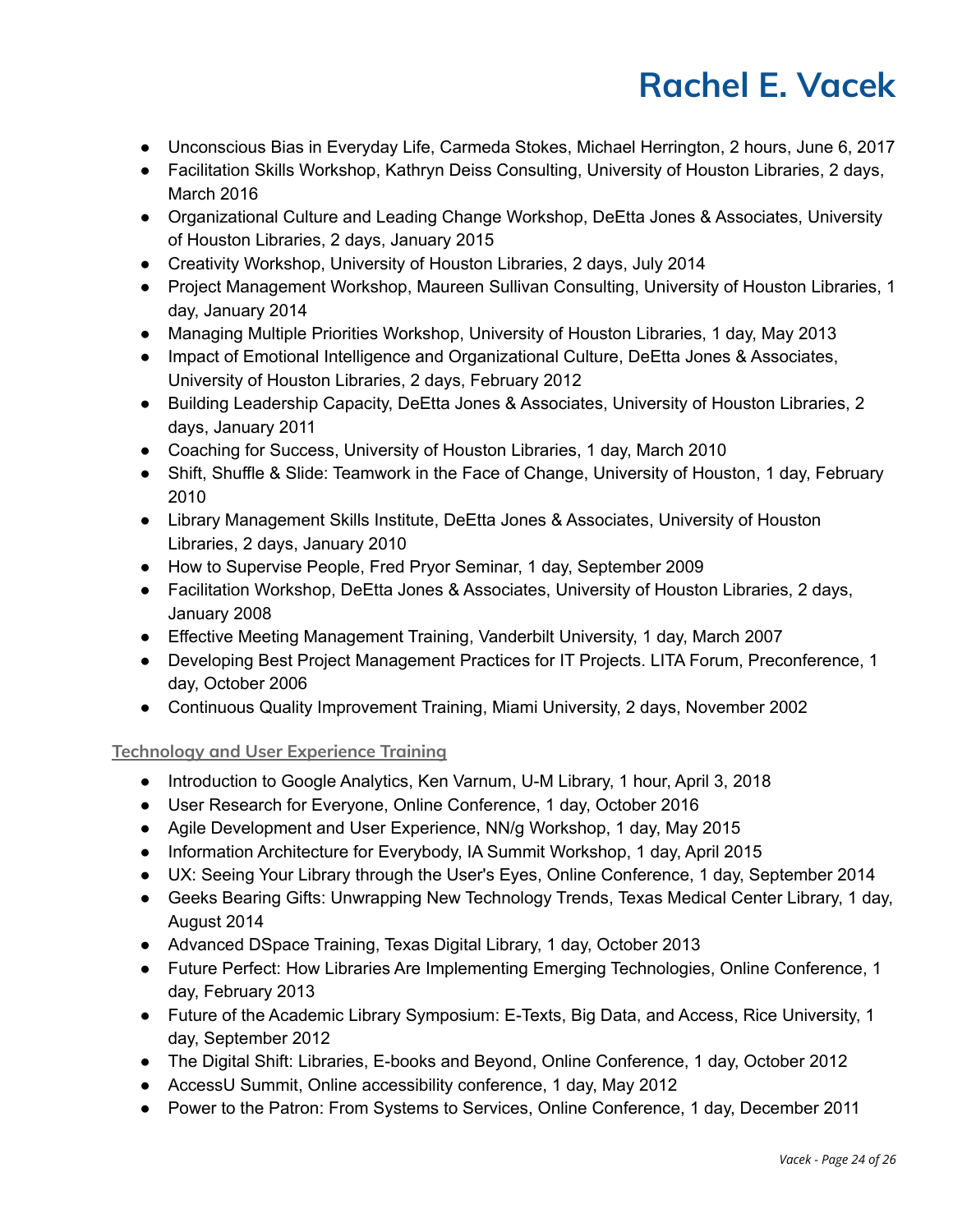- Unconscious Bias in Everyday Life, Carmeda Stokes, Michael Herrington, 2 hours, June 6, 2017
- Facilitation Skills Workshop, Kathryn Deiss Consulting, University of Houston Libraries, 2 days, March 2016
- Organizational Culture and Leading Change Workshop, DeEtta Jones & Associates, University of Houston Libraries, 2 days, January 2015
- Creativity Workshop, University of Houston Libraries, 2 days, July 2014
- Project Management Workshop, Maureen Sullivan Consulting, University of Houston Libraries, 1 day, January 2014
- Managing Multiple Priorities Workshop, University of Houston Libraries, 1 day, May 2013
- Impact of Emotional Intelligence and Organizational Culture, DeEtta Jones & Associates, University of Houston Libraries, 2 days, February 2012
- Building Leadership Capacity, DeEtta Jones & Associates, University of Houston Libraries, 2 days, January 2011
- Coaching for Success, University of Houston Libraries, 1 day, March 2010
- Shift, Shuffle & Slide: Teamwork in the Face of Change, University of Houston, 1 day, February 2010
- Library Management Skills Institute, DeEtta Jones & Associates, University of Houston Libraries, 2 days, January 2010
- How to Supervise People, Fred Pryor Seminar, 1 day, September 2009
- Facilitation Workshop, DeEtta Jones & Associates, University of Houston Libraries, 2 days, January 2008
- Effective Meeting Management Training, Vanderbilt University, 1 day, March 2007
- Developing Best Project Management Practices for IT Projects. LITA Forum, Preconference, 1 day, October 2006
- Continuous Quality Improvement Training, Miami University, 2 days, November 2002

### Technology and User Experience Training

- Introduction to Google Analytics, Ken Varnum, U-M Library, 1 hour, April 3, 2018
- User Research for Everyone, Online Conference, 1 day, October 2016
- Agile Development and User Experience, NN/g Workshop, 1 day, May 2015
- Information Architecture for Everybody, IA Summit Workshop, 1 day, April 2015
- UX: Seeing Your Library through the User's Eyes, Online Conference, 1 day, September 2014
- Geeks Bearing Gifts: Unwrapping New Technology Trends, Texas Medical Center Library, 1 day, August 2014
- Advanced DSpace Training, Texas Digital Library, 1 day, October 2013
- Future Perfect: How Libraries Are Implementing Emerging Technologies, Online Conference, 1 day, February 2013
- Future of the Academic Library Symposium: E-Texts, Big Data, and Access, Rice University, 1 day, September 2012
- The Digital Shift: Libraries, E-books and Beyond, Online Conference, 1 day, October 2012
- AccessU Summit, Online accessibility conference, 1 day, May 2012
- Power to the Patron: From Systems to Services, Online Conference, 1 day, December 2011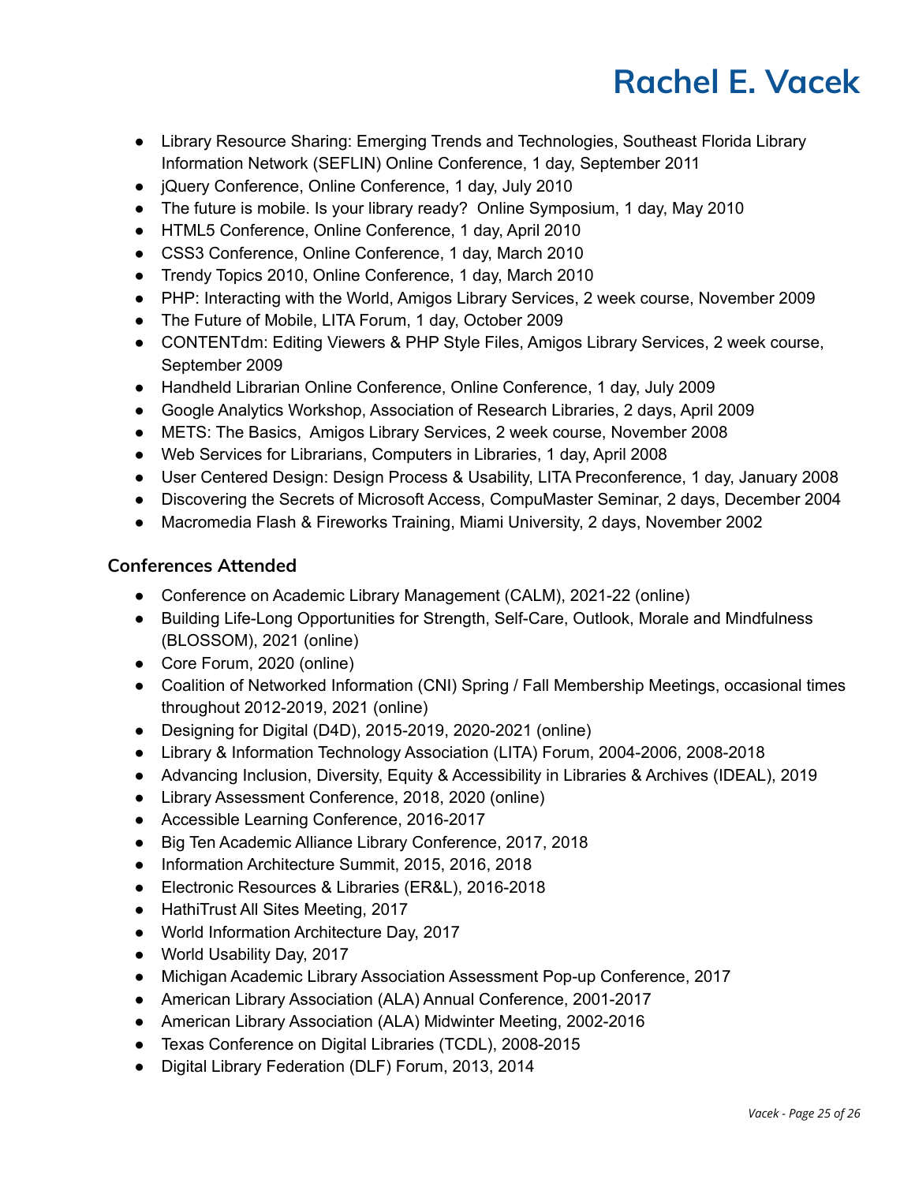- Library Resource Sharing: Emerging Trends and Technologies, Southeast Florida Library Information Network (SEFLIN) Online Conference, 1 day, September 2011
- jQuery Conference, Online Conference, 1 day, July 2010
- The future is mobile. Is your library ready? Online Symposium, 1 day, May 2010
- HTML5 Conference, Online Conference, 1 day, April 2010
- CSS3 Conference, Online Conference, 1 day, March 2010
- Trendy Topics 2010, Online Conference, 1 day, March 2010
- PHP: Interacting with the World, Amigos Library Services, 2 week course, November 2009
- The Future of Mobile, LITA Forum, 1 day, October 2009
- CONTENTdm: Editing Viewers & PHP Style Files, Amigos Library Services, 2 week course, September 2009
- Handheld Librarian Online Conference, Online Conference, 1 day, July 2009
- Google Analytics Workshop, Association of Research Libraries, 2 days, April 2009
- METS: The Basics, Amigos Library Services, 2 week course, November 2008
- Web Services for Librarians, Computers in Libraries, 1 day, April 2008
- User Centered Design: Design Process & Usability, LITA Preconference, 1 day, January 2008
- Discovering the Secrets of Microsoft Access, CompuMaster Seminar, 2 days, December 2004
- Macromedia Flash & Fireworks Training, Miami University, 2 days, November 2002

### Conferences Attended

- Conference on Academic Library Management (CALM), 2021-22 (online)
- Building Life-Long Opportunities for Strength, Self-Care, Outlook, Morale and Mindfulness (BLOSSOM), 2021 (online)
- Core Forum, 2020 (online)
- Coalition of Networked Information (CNI) Spring / Fall Membership Meetings, occasional times throughout 2012-2019, 2021 (online)
- Designing for Digital (D4D), 2015-2019, 2020-2021 (online)
- Library & Information Technology Association (LITA) Forum, 2004-2006, 2008-2018
- Advancing Inclusion, Diversity, Equity & Accessibility in Libraries & Archives (IDEAL), 2019
- Library Assessment Conference, 2018, 2020 (online)
- Accessible Learning Conference, 2016-2017
- Big Ten Academic Alliance Library Conference, 2017, 2018
- Information Architecture Summit, 2015, 2016, 2018
- Electronic Resources & Libraries (ER&L), 2016-2018
- HathiTrust All Sites Meeting, 2017
- World Information Architecture Day, 2017
- World Usability Day, 2017
- Michigan Academic Library Association Assessment Pop-up Conference, 2017
- American Library Association (ALA) Annual Conference, 2001-2017
- American Library Association (ALA) Midwinter Meeting, 2002-2016
- Texas Conference on Digital Libraries (TCDL), 2008-2015
- Digital Library Federation (DLF) Forum, 2013, 2014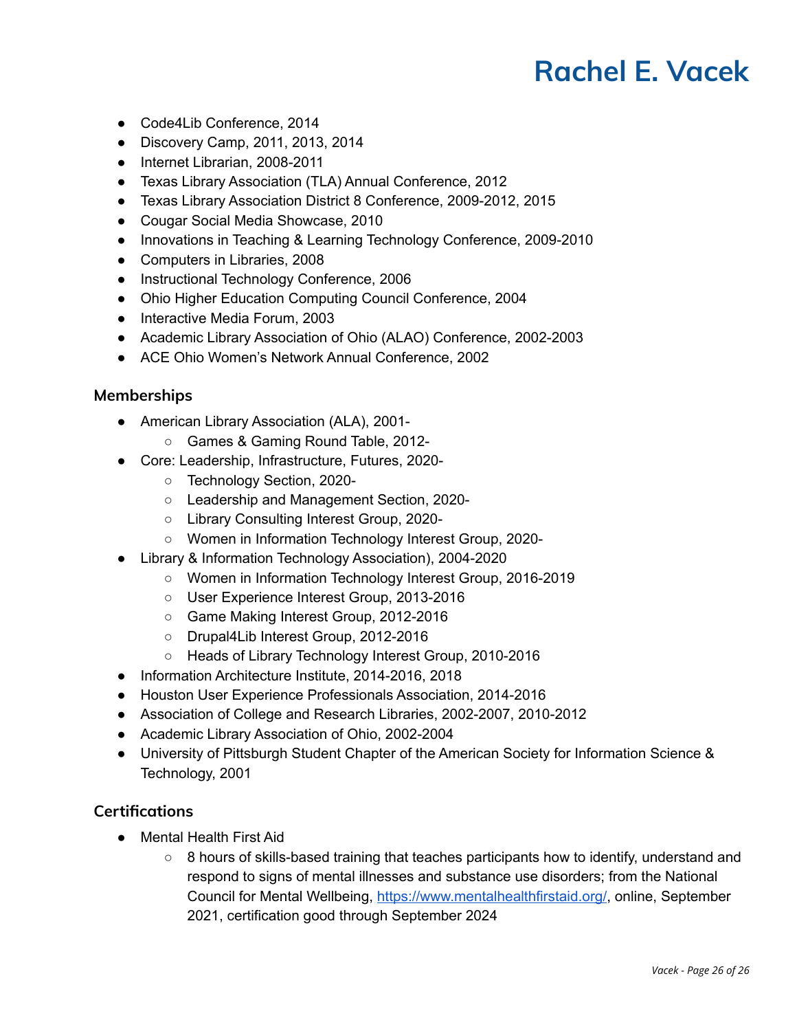- Code4Lib Conference, 2014
- Discovery Camp, 2011, 2013, 2014
- Internet Librarian, 2008-2011
- Texas Library Association (TLA) Annual Conference, 2012
- Texas Library Association District 8 Conference, 2009-2012, 2015
- Cougar Social Media Showcase, 2010
- Innovations in Teaching & Learning Technology Conference, 2009-2010
- Computers in Libraries, 2008
- Instructional Technology Conference, 2006
- Ohio Higher Education Computing Council Conference, 2004
- Interactive Media Forum, 2003
- Academic Library Association of Ohio (ALAO) Conference, 2002-2003
- ACE Ohio Women's Network Annual Conference, 2002

### Memberships

- American Library Association (ALA), 2001-
  - Games & Gaming Round Table, 2012-
- Core: Leadership, Infrastructure, Futures, 2020-
  - Technology Section, 2020-
  - Leadership and Management Section, 2020-
  - Library Consulting Interest Group, 2020-
  - Women in Information Technology Interest Group, 2020-
- Library & Information Technology Association), 2004-2020
  - Women in Information Technology Interest Group, 2016-2019
  - User Experience Interest Group, 2013-2016
  - Game Making Interest Group, 2012-2016
  - Drupal4Lib Interest Group, 2012-2016
  - Heads of Library Technology Interest Group, 2010-2016
- Information Architecture Institute, 2014-2016, 2018
- Houston User Experience Professionals Association, 2014-2016
- Association of College and Research Libraries, 2002-2007, 2010-2012
- Academic Library Association of Ohio, 2002-2004
- University of Pittsburgh Student Chapter of the American Society for Information Science & Technology, 2001

### Certifications

- Mental Health First Aid
  - 8 hours of skills-based training that teaches participants how to identify, understand and respond to signs of mental illnesses and substance use disorders; from the National Council for Mental Wellbeing, https://www.mentalhealthfirstaid.org/, online, September 2021, certification good through September 2024